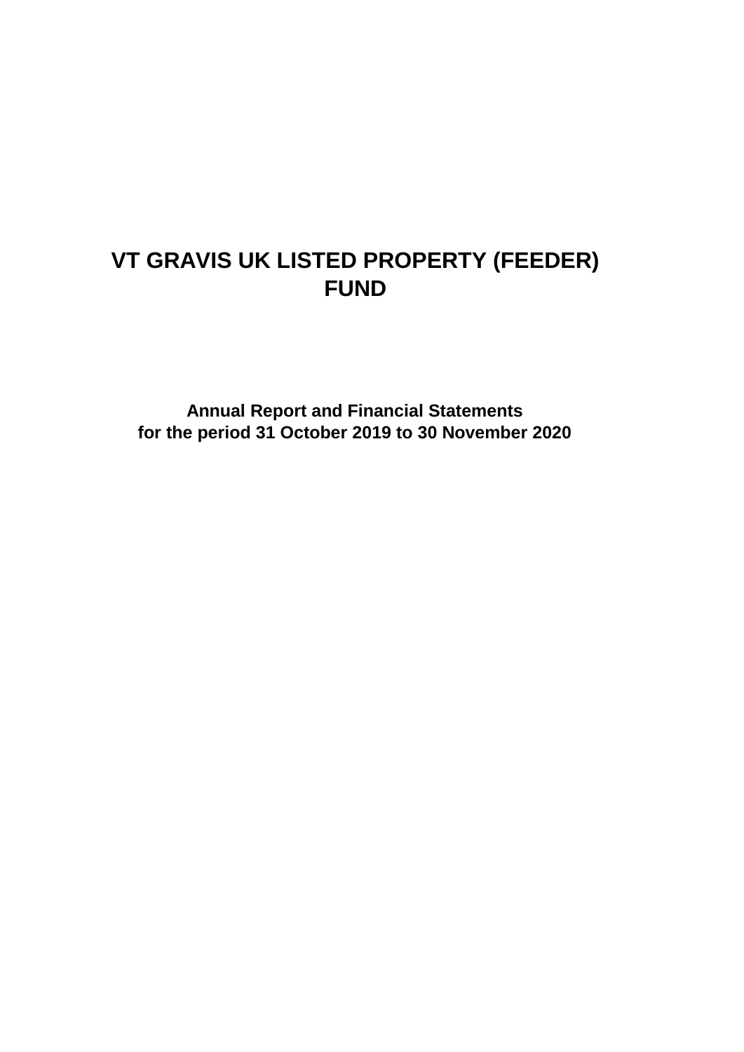# VT GRAVIS UK LISTED PROPERTY (FEEDER) FUND

**Annual Report and Financial Statements**
**for the period 31 October 2019 to 30 November 2020**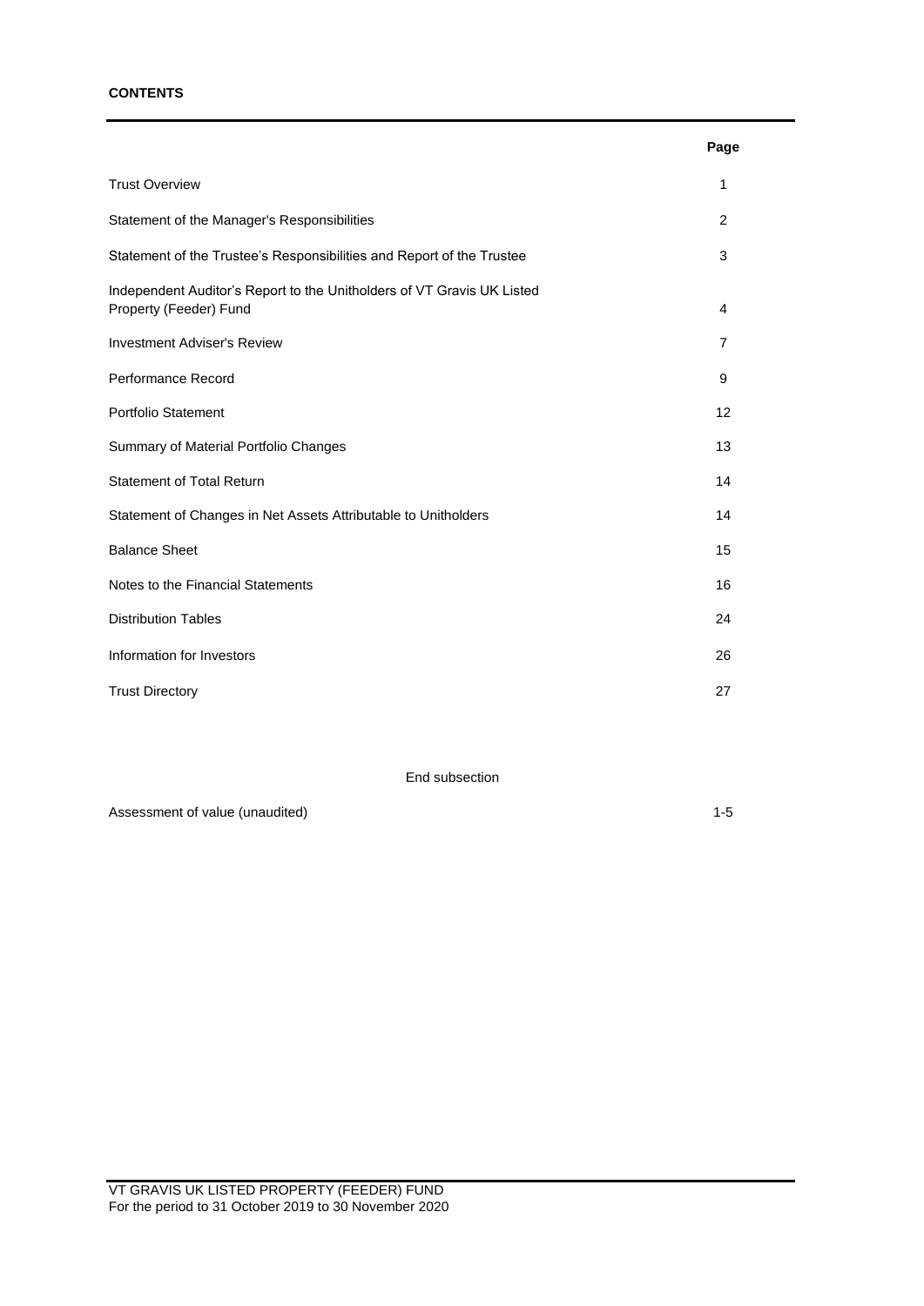**CONTENTS**

| | Page |
|---|---|
| Trust Overview | 1 |
| Statement of the Manager's Responsibilities | 2 |
| Statement of the Trustee's Responsibilities and Report of the Trustee | 3 |
| Independent Auditor's Report to the Unitholders of VT Gravis UK Listed Property (Feeder) Fund | 4 |
| Investment Adviser's Review | 7 |
| Performance Record | 9 |
| Portfolio Statement | 12 |
| Summary of Material Portfolio Changes | 13 |
| Statement of Total Return | 14 |
| Statement of Changes in Net Assets Attributable to Unitholders | 14 |
| Balance Sheet | 15 |
| Notes to the Financial Statements | 16 |
| Distribution Tables | 24 |
| Information for Investors | 26 |
| Trust Directory | 27 |

End subsection

| | |
|---|---|
| Assessment of value (unaudited) | 1-5 |

VT GRAVIS UK LISTED PROPERTY (FEEDER) FUND
For the period to 31 October 2019 to 30 November 2020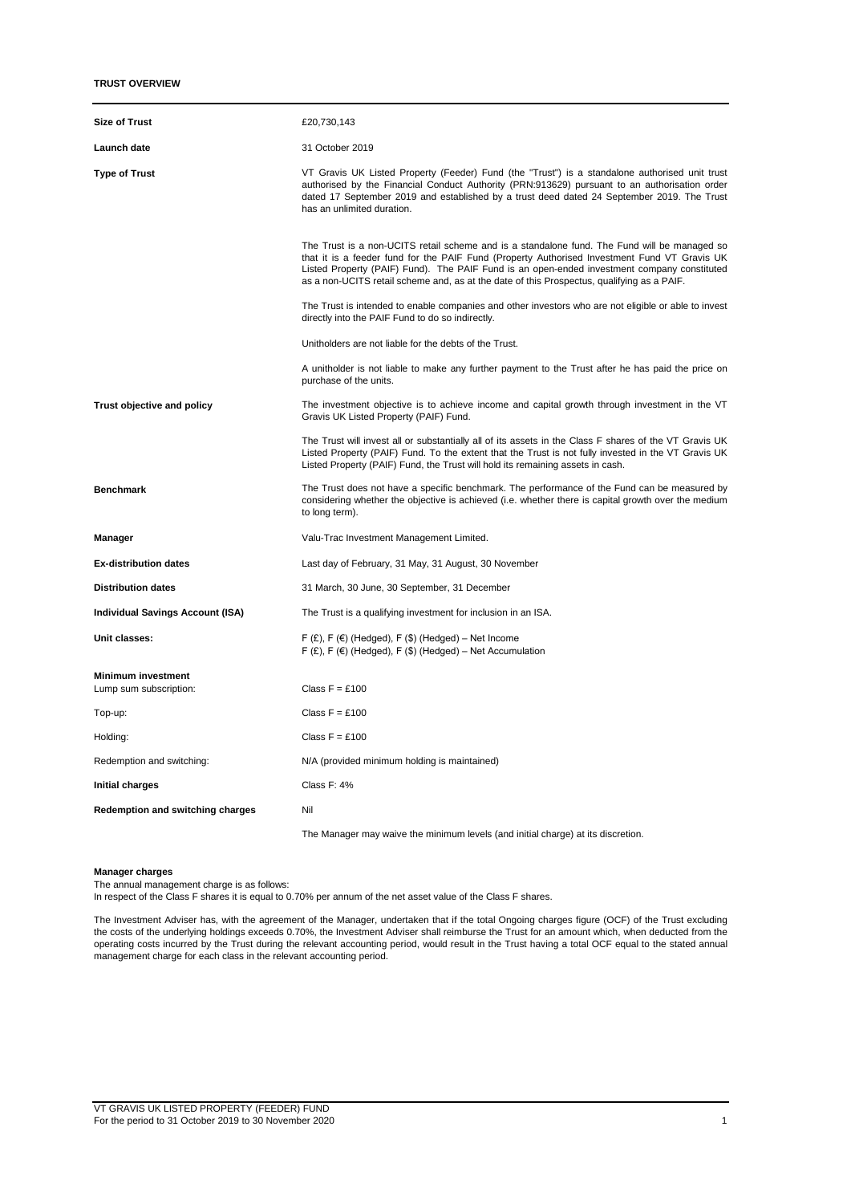**TRUST OVERVIEW**

| | |
|---|---|
| **Size of Trust** | £20,730,143 |
| **Launch date** | 31 October 2019 |
| **Type of Trust** | VT Gravis UK Listed Property (Feeder) Fund (the "Trust") is a standalone authorised unit trust authorised by the Financial Conduct Authority (PRN:913629) pursuant to an authorisation order dated 17 September 2019 and established by a trust deed dated 24 September 2019. The Trust has an unlimited duration.<br><br>The Trust is a non-UCITS retail scheme and is a standalone fund. The Fund will be managed so that it is a feeder fund for the PAIF Fund (Property Authorised Investment Fund VT Gravis UK Listed Property (PAIF) Fund). The PAIF Fund is an open-ended investment company constituted as a non-UCITS retail scheme and, as at the date of this Prospectus, qualifying as a PAIF.<br><br>The Trust is intended to enable companies and other investors who are not eligible or able to invest directly into the PAIF Fund to do so indirectly.<br><br>Unitholders are not liable for the debts of the Trust.<br><br>A unitholder is not liable to make any further payment to the Trust after he has paid the price on purchase of the units. |
| **Trust objective and policy** | The investment objective is to achieve income and capital growth through investment in the VT Gravis UK Listed Property (PAIF) Fund.<br><br>The Trust will invest all or substantially all of its assets in the Class F shares of the VT Gravis UK Listed Property (PAIF) Fund. To the extent that the Trust is not fully invested in the VT Gravis UK Listed Property (PAIF) Fund, the Trust will hold its remaining assets in cash. |
| **Benchmark** | The Trust does not have a specific benchmark. The performance of the Fund can be measured by considering whether the objective is achieved (i.e. whether there is capital growth over the medium to long term). |
| **Manager** | Valu-Trac Investment Management Limited. |
| **Ex-distribution dates** | Last day of February, 31 May, 31 August, 30 November |
| **Distribution dates** | 31 March, 30 June, 30 September, 31 December |
| **Individual Savings Account (ISA)** | The Trust is a qualifying investment for inclusion in an ISA. |
| **Unit classes:** | F (£), F (€) (Hedged), F ($) (Hedged) – Net Income<br>F (£), F (€) (Hedged), F ($) (Hedged) – Net Accumulation |
| **Minimum investment**<br>Lump sum subscription: | Class F = £100 |
| Top-up: | Class F = £100 |
| Holding: | Class F = £100 |
| Redemption and switching: | N/A (provided minimum holding is maintained) |
| **Initial charges** | Class F: 4% |
| **Redemption and switching charges** | Nil |
| | The Manager may waive the minimum levels (and initial charge) at its discretion. |

**Manager charges**

The annual management charge is as follows:
In respect of the Class F shares it is equal to 0.70% per annum of the net asset value of the Class F shares.

The Investment Adviser has, with the agreement of the Manager, undertaken that if the total Ongoing charges figure (OCF) of the Trust excluding the costs of the underlying holdings exceeds 0.70%, the Investment Adviser shall reimburse the Trust for an amount which, when deducted from the operating costs incurred by the Trust during the relevant accounting period, would result in the Trust having a total OCF equal to the stated annual management charge for each class in the relevant accounting period.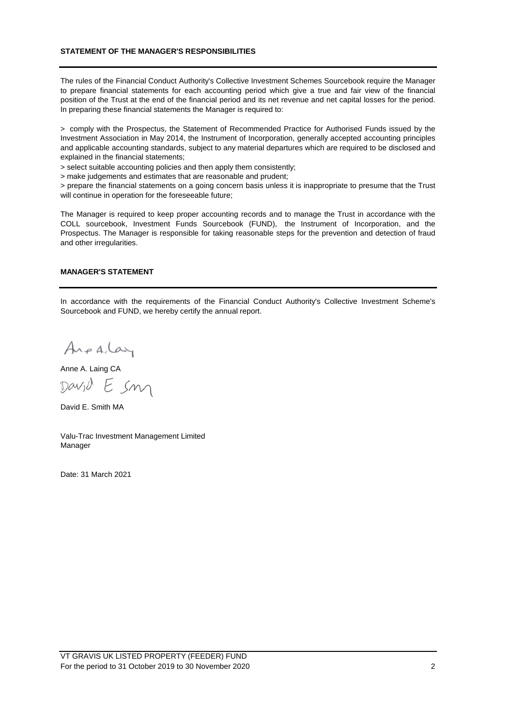## STATEMENT OF THE MANAGER'S RESPONSIBILITIES

The rules of the Financial Conduct Authority's Collective Investment Schemes Sourcebook require the Manager to prepare financial statements for each accounting period which give a true and fair view of the financial position of the Trust at the end of the financial period and its net revenue and net capital losses for the period. In preparing these financial statements the Manager is required to:

> comply with the Prospectus, the Statement of Recommended Practice for Authorised Funds issued by the Investment Association in May 2014, the Instrument of Incorporation, generally accepted accounting principles and applicable accounting standards, subject to any material departures which are required to be disclosed and explained in the financial statements;
> select suitable accounting policies and then apply them consistently;
> make judgements and estimates that are reasonable and prudent;
> prepare the financial statements on a going concern basis unless it is inappropriate to presume that the Trust will continue in operation for the foreseeable future;

The Manager is required to keep proper accounting records and to manage the Trust in accordance with the COLL sourcebook, Investment Funds Sourcebook (FUND), the Instrument of Incorporation, and the Prospectus. The Manager is responsible for taking reasonable steps for the prevention and detection of fraud and other irregularities.

## MANAGER'S STATEMENT

In accordance with the requirements of the Financial Conduct Authority's Collective Investment Scheme's Sourcebook and FUND, we hereby certify the annual report.

Anne A. Laing CA

David E. Smith MA

Valu-Trac Investment Management Limited
Manager

Date: 31 March 2021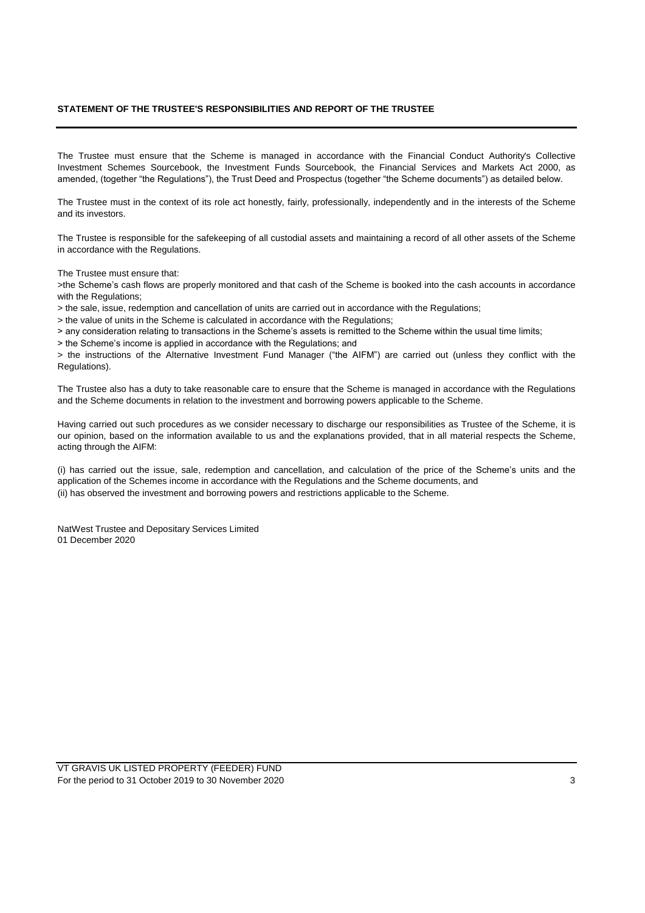## STATEMENT OF THE TRUSTEE'S RESPONSIBILITIES AND REPORT OF THE TRUSTEE

The Trustee must ensure that the Scheme is managed in accordance with the Financial Conduct Authority's Collective Investment Schemes Sourcebook, the Investment Funds Sourcebook, the Financial Services and Markets Act 2000, as amended, (together "the Regulations"), the Trust Deed and Prospectus (together "the Scheme documents") as detailed below.

The Trustee must in the context of its role act honestly, fairly, professionally, independently and in the interests of the Scheme and its investors.

The Trustee is responsible for the safekeeping of all custodial assets and maintaining a record of all other assets of the Scheme in accordance with the Regulations.

The Trustee must ensure that:

>the Scheme's cash flows are properly monitored and that cash of the Scheme is booked into the cash accounts in accordance with the Regulations;

> the sale, issue, redemption and cancellation of units are carried out in accordance with the Regulations;

> the value of units in the Scheme is calculated in accordance with the Regulations;

> any consideration relating to transactions in the Scheme's assets is remitted to the Scheme within the usual time limits;

> the Scheme's income is applied in accordance with the Regulations; and

> the instructions of the Alternative Investment Fund Manager ("the AIFM") are carried out (unless they conflict with the Regulations).

The Trustee also has a duty to take reasonable care to ensure that the Scheme is managed in accordance with the Regulations and the Scheme documents in relation to the investment and borrowing powers applicable to the Scheme.

Having carried out such procedures as we consider necessary to discharge our responsibilities as Trustee of the Scheme, it is our opinion, based on the information available to us and the explanations provided, that in all material respects the Scheme, acting through the AIFM:

(i) has carried out the issue, sale, redemption and cancellation, and calculation of the price of the Scheme's units and the application of the Schemes income in accordance with the Regulations and the Scheme documents, and
(ii) has observed the investment and borrowing powers and restrictions applicable to the Scheme.

NatWest Trustee and Depositary Services Limited
01 December 2020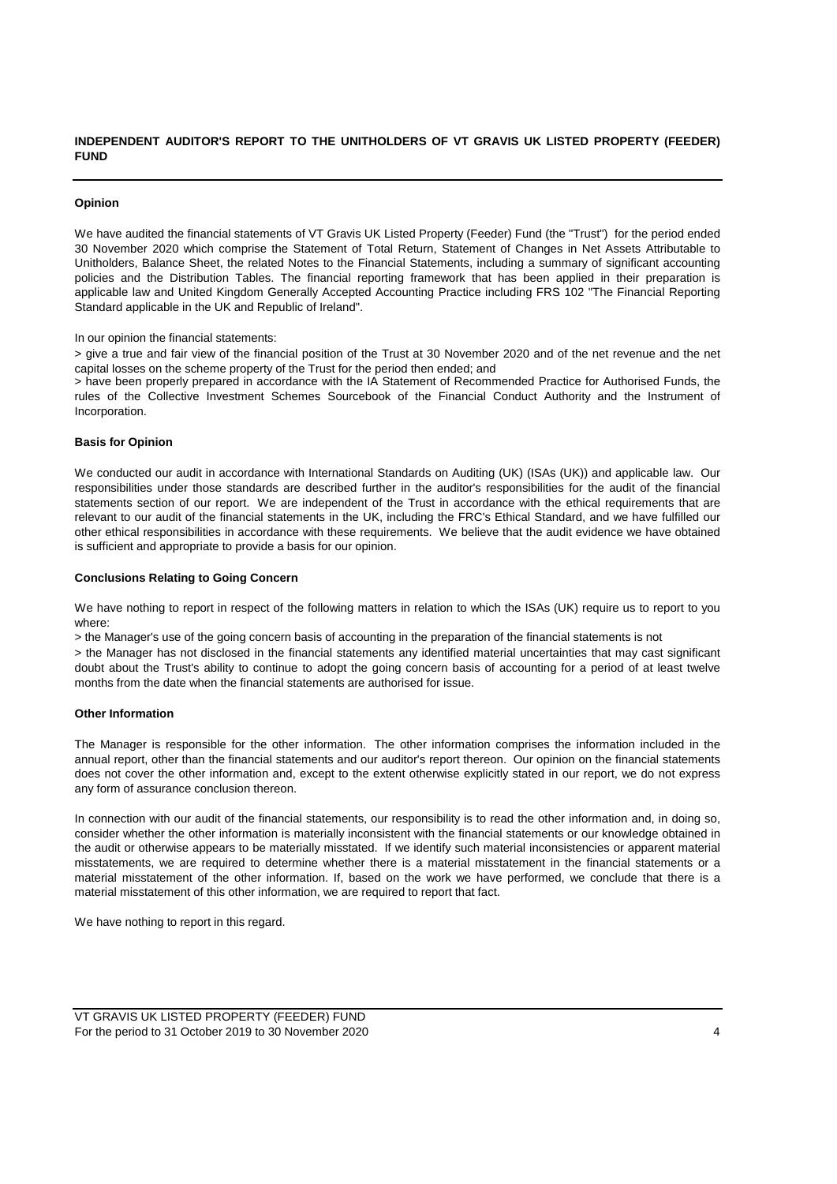## INDEPENDENT AUDITOR'S REPORT TO THE UNITHOLDERS OF VT GRAVIS UK LISTED PROPERTY (FEEDER) FUND

### Opinion

We have audited the financial statements of VT Gravis UK Listed Property (Feeder) Fund (the "Trust") for the period ended 30 November 2020 which comprise the Statement of Total Return, Statement of Changes in Net Assets Attributable to Unitholders, Balance Sheet, the related Notes to the Financial Statements, including a summary of significant accounting policies and the Distribution Tables. The financial reporting framework that has been applied in their preparation is applicable law and United Kingdom Generally Accepted Accounting Practice including FRS 102 "The Financial Reporting Standard applicable in the UK and Republic of Ireland".

In our opinion the financial statements:

> give a true and fair view of the financial position of the Trust at 30 November 2020 and of the net revenue and the net capital losses on the scheme property of the Trust for the period then ended; and

> have been properly prepared in accordance with the IA Statement of Recommended Practice for Authorised Funds, the rules of the Collective Investment Schemes Sourcebook of the Financial Conduct Authority and the Instrument of Incorporation.

### Basis for Opinion

We conducted our audit in accordance with International Standards on Auditing (UK) (ISAs (UK)) and applicable law. Our responsibilities under those standards are described further in the auditor's responsibilities for the audit of the financial statements section of our report. We are independent of the Trust in accordance with the ethical requirements that are relevant to our audit of the financial statements in the UK, including the FRC's Ethical Standard, and we have fulfilled our other ethical responsibilities in accordance with these requirements. We believe that the audit evidence we have obtained is sufficient and appropriate to provide a basis for our opinion.

### Conclusions Relating to Going Concern

We have nothing to report in respect of the following matters in relation to which the ISAs (UK) require us to report to you where:

> the Manager's use of the going concern basis of accounting in the preparation of the financial statements is not

> the Manager has not disclosed in the financial statements any identified material uncertainties that may cast significant doubt about the Trust's ability to continue to adopt the going concern basis of accounting for a period of at least twelve months from the date when the financial statements are authorised for issue.

### Other Information

The Manager is responsible for the other information. The other information comprises the information included in the annual report, other than the financial statements and our auditor's report thereon. Our opinion on the financial statements does not cover the other information and, except to the extent otherwise explicitly stated in our report, we do not express any form of assurance conclusion thereon.

In connection with our audit of the financial statements, our responsibility is to read the other information and, in doing so, consider whether the other information is materially inconsistent with the financial statements or our knowledge obtained in the audit or otherwise appears to be materially misstated. If we identify such material inconsistencies or apparent material misstatements, we are required to determine whether there is a material misstatement in the financial statements or a material misstatement of the other information. If, based on the work we have performed, we conclude that there is a material misstatement of this other information, we are required to report that fact.

We have nothing to report in this regard.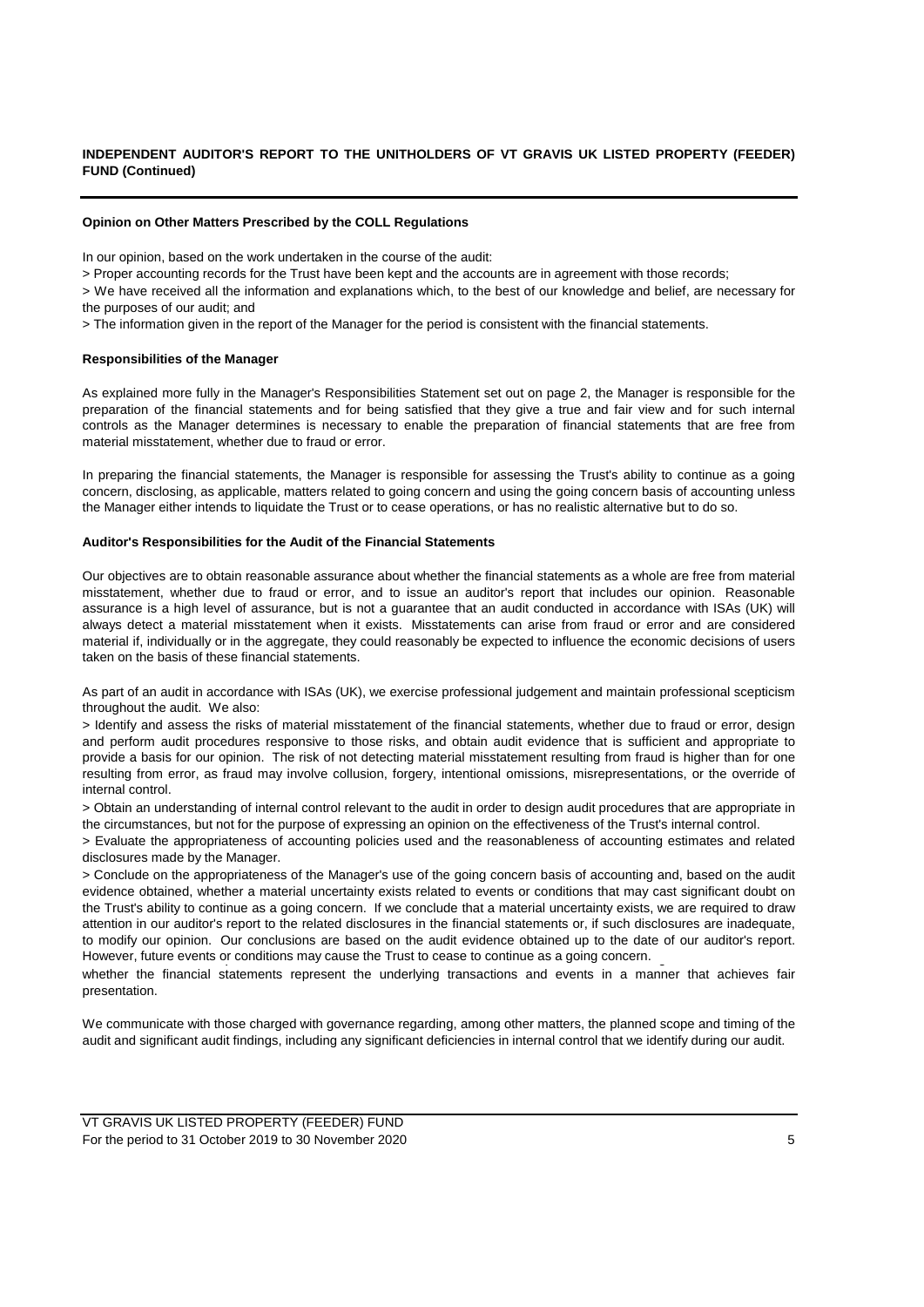**INDEPENDENT AUDITOR'S REPORT TO THE UNITHOLDERS OF VT GRAVIS UK LISTED PROPERTY (FEEDER) FUND (Continued)**

**Opinion on Other Matters Prescribed by the COLL Regulations**

In our opinion, based on the work undertaken in the course of the audit:

> Proper accounting records for the Trust have been kept and the accounts are in agreement with those records;

> We have received all the information and explanations which, to the best of our knowledge and belief, are necessary for the purposes of our audit; and

> The information given in the report of the Manager for the period is consistent with the financial statements.

**Responsibilities of the Manager**

As explained more fully in the Manager's Responsibilities Statement set out on page 2, the Manager is responsible for the preparation of the financial statements and for being satisfied that they give a true and fair view and for such internal controls as the Manager determines is necessary to enable the preparation of financial statements that are free from material misstatement, whether due to fraud or error.

In preparing the financial statements, the Manager is responsible for assessing the Trust's ability to continue as a going concern, disclosing, as applicable, matters related to going concern and using the going concern basis of accounting unless the Manager either intends to liquidate the Trust or to cease operations, or has no realistic alternative but to do so.

**Auditor's Responsibilities for the Audit of the Financial Statements**

Our objectives are to obtain reasonable assurance about whether the financial statements as a whole are free from material misstatement, whether due to fraud or error, and to issue an auditor's report that includes our opinion. Reasonable assurance is a high level of assurance, but is not a guarantee that an audit conducted in accordance with ISAs (UK) will always detect a material misstatement when it exists. Misstatements can arise from fraud or error and are considered material if, individually or in the aggregate, they could reasonably be expected to influence the economic decisions of users taken on the basis of these financial statements.

As part of an audit in accordance with ISAs (UK), we exercise professional judgement and maintain professional scepticism throughout the audit. We also:

> Identify and assess the risks of material misstatement of the financial statements, whether due to fraud or error, design and perform audit procedures responsive to those risks, and obtain audit evidence that is sufficient and appropriate to provide a basis for our opinion. The risk of not detecting material misstatement resulting from fraud is higher than for one resulting from error, as fraud may involve collusion, forgery, intentional omissions, misrepresentations, or the override of internal control.

> Obtain an understanding of internal control relevant to the audit in order to design audit procedures that are appropriate in the circumstances, but not for the purpose of expressing an opinion on the effectiveness of the Trust's internal control.

> Evaluate the appropriateness of accounting policies used and the reasonableness of accounting estimates and related disclosures made by the Manager.

> Conclude on the appropriateness of the Manager's use of the going concern basis of accounting and, based on the audit evidence obtained, whether a material uncertainty exists related to events or conditions that may cast significant doubt on the Trust's ability to continue as a going concern. If we conclude that a material uncertainty exists, we are required to draw attention in our auditor's report to the related disclosures in the financial statements or, if such disclosures are inadequate, to modify our opinion. Our conclusions are based on the audit evidence obtained up to the date of our auditor's report. However, future events or conditions may cause the Trust to cease to continue as a going concern.

whether the financial statements represent the underlying transactions and events in a manner that achieves fair presentation.

We communicate with those charged with governance regarding, among other matters, the planned scope and timing of the audit and significant audit findings, including any significant deficiencies in internal control that we identify during our audit.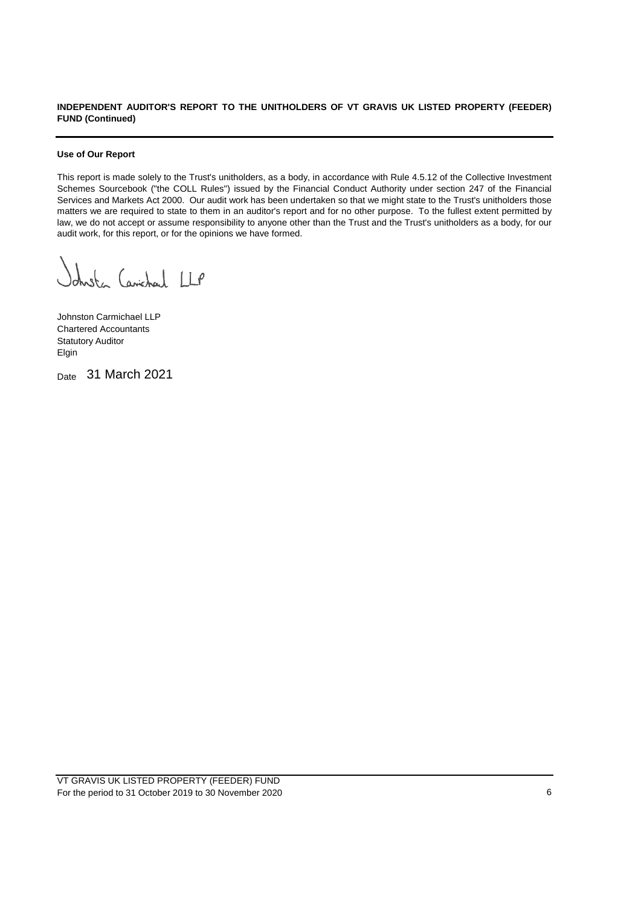**INDEPENDENT AUDITOR'S REPORT TO THE UNITHOLDERS OF VT GRAVIS UK LISTED PROPERTY (FEEDER) FUND (Continued)**

**Use of Our Report**

This report is made solely to the Trust's unitholders, as a body, in accordance with Rule 4.5.12 of the Collective Investment Schemes Sourcebook ("the COLL Rules") issued by the Financial Conduct Authority under section 247 of the Financial Services and Markets Act 2000. Our audit work has been undertaken so that we might state to the Trust's unitholders those matters we are required to state to them in an auditor's report and for no other purpose. To the fullest extent permitted by law, we do not accept or assume responsibility to anyone other than the Trust and the Trust's unitholders as a body, for our audit work, for this report, or for the opinions we have formed.

Johnston Carmichael LLP

Johnston Carmichael LLP
Chartered Accountants
Statutory Auditor
Elgin

Date 31 March 2021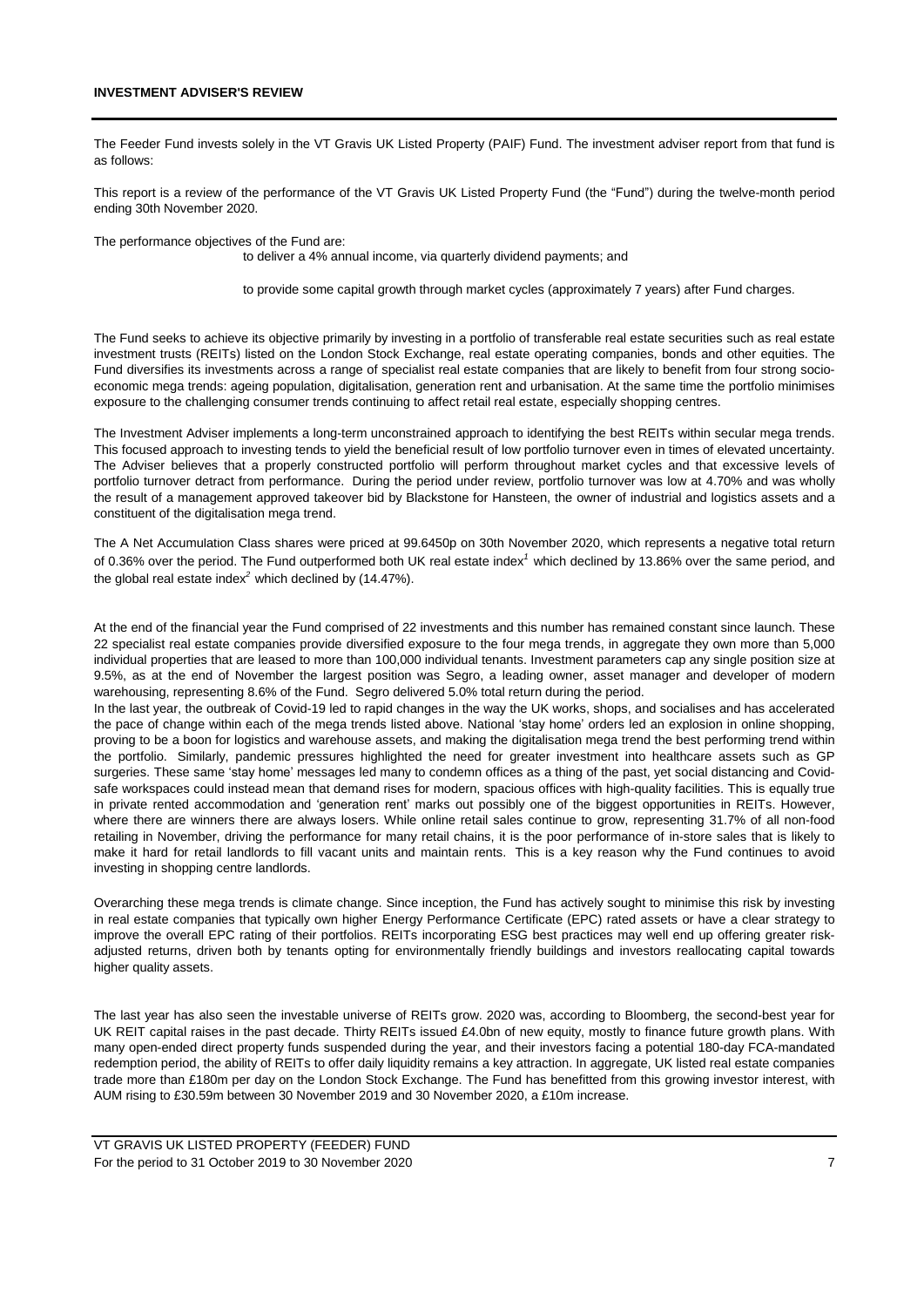## INVESTMENT ADVISER'S REVIEW

The Feeder Fund invests solely in the VT Gravis UK Listed Property (PAIF) Fund. The investment adviser report from that fund is as follows:

This report is a review of the performance of the VT Gravis UK Listed Property Fund (the "Fund") during the twelve-month period ending 30th November 2020.

The performance objectives of the Fund are:

to deliver a 4% annual income, via quarterly dividend payments; and

to provide some capital growth through market cycles (approximately 7 years) after Fund charges.

The Fund seeks to achieve its objective primarily by investing in a portfolio of transferable real estate securities such as real estate investment trusts (REITs) listed on the London Stock Exchange, real estate operating companies, bonds and other equities. The Fund diversifies its investments across a range of specialist real estate companies that are likely to benefit from four strong socio-economic mega trends: ageing population, digitalisation, generation rent and urbanisation. At the same time the portfolio minimises exposure to the challenging consumer trends continuing to affect retail real estate, especially shopping centres.

The Investment Adviser implements a long-term unconstrained approach to identifying the best REITs within secular mega trends. This focused approach to investing tends to yield the beneficial result of low portfolio turnover even in times of elevated uncertainty. The Adviser believes that a properly constructed portfolio will perform throughout market cycles and that excessive levels of portfolio turnover detract from performance. During the period under review, portfolio turnover was low at 4.70% and was wholly the result of a management approved takeover bid by Blackstone for Hansteen, the owner of industrial and logistics assets and a constituent of the digitalisation mega trend.

The A Net Accumulation Class shares were priced at 99.6450p on 30th November 2020, which represents a negative total return of 0.36% over the period. The Fund outperformed both UK real estate index[1] which declined by 13.86% over the same period, and the global real estate index[2] which declined by (14.47%).

At the end of the financial year the Fund comprised of 22 investments and this number has remained constant since launch. These 22 specialist real estate companies provide diversified exposure to the four mega trends, in aggregate they own more than 5,000 individual properties that are leased to more than 100,000 individual tenants. Investment parameters cap any single position size at 9.5%, as at the end of November the largest position was Segro, a leading owner, asset manager and developer of modern warehousing, representing 8.6% of the Fund. Segro delivered 5.0% total return during the period.

In the last year, the outbreak of Covid-19 led to rapid changes in the way the UK works, shops, and socialises and has accelerated the pace of change within each of the mega trends listed above. National 'stay home' orders led an explosion in online shopping, proving to be a boon for logistics and warehouse assets, and making the digitalisation mega trend the best performing trend within the portfolio. Similarly, pandemic pressures highlighted the need for greater investment into healthcare assets such as GP surgeries. These same 'stay home' messages led many to condemn offices as a thing of the past, yet social distancing and Covid-safe workspaces could instead mean that demand rises for modern, spacious offices with high-quality facilities. This is equally true in private rented accommodation and 'generation rent' marks out possibly one of the biggest opportunities in REITs. However, where there are winners there are always losers. While online retail sales continue to grow, representing 31.7% of all non-food retailing in November, driving the performance for many retail chains, it is the poor performance of in-store sales that is likely to make it hard for retail landlords to fill vacant units and maintain rents. This is a key reason why the Fund continues to avoid investing in shopping centre landlords.

Overarching these mega trends is climate change. Since inception, the Fund has actively sought to minimise this risk by investing in real estate companies that typically own higher Energy Performance Certificate (EPC) rated assets or have a clear strategy to improve the overall EPC rating of their portfolios. REITs incorporating ESG best practices may well end up offering greater risk-adjusted returns, driven both by tenants opting for environmentally friendly buildings and investors reallocating capital towards higher quality assets.

The last year has also seen the investable universe of REITs grow. 2020 was, according to Bloomberg, the second-best year for UK REIT capital raises in the past decade. Thirty REITs issued £4.0bn of new equity, mostly to finance future growth plans. With many open-ended direct property funds suspended during the year, and their investors facing a potential 180-day FCA-mandated redemption period, the ability of REITs to offer daily liquidity remains a key attraction. In aggregate, UK listed real estate companies trade more than £180m per day on the London Stock Exchange. The Fund has benefitted from this growing investor interest, with AUM rising to £30.59m between 30 November 2019 and 30 November 2020, a £10m increase.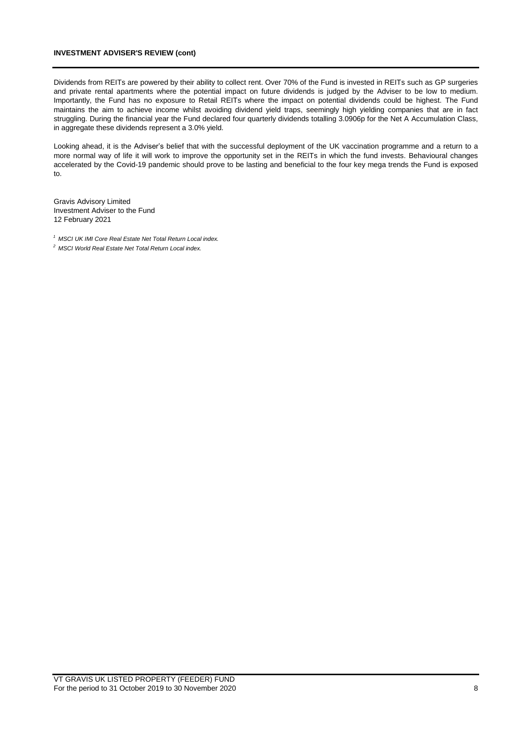**INVESTMENT ADVISER'S REVIEW (cont)**

Dividends from REITs are powered by their ability to collect rent. Over 70% of the Fund is invested in REITs such as GP surgeries and private rental apartments where the potential impact on future dividends is judged by the Adviser to be low to medium. Importantly, the Fund has no exposure to Retail REITs where the impact on potential dividends could be highest. The Fund maintains the aim to achieve income whilst avoiding dividend yield traps, seemingly high yielding companies that are in fact struggling. During the financial year the Fund declared four quarterly dividends totalling 3.0906p for the Net A Accumulation Class, in aggregate these dividends represent a 3.0% yield.

Looking ahead, it is the Adviser's belief that with the successful deployment of the UK vaccination programme and a return to a more normal way of life it will work to improve the opportunity set in the REITs in which the fund invests. Behavioural changes accelerated by the Covid-19 pandemic should prove to be lasting and beneficial to the four key mega trends the Fund is exposed to.

Gravis Advisory Limited
Investment Adviser to the Fund
12 February 2021

*[1] MSCI UK IMI Core Real Estate Net Total Return Local index.*

*[2] MSCI World Real Estate Net Total Return Local index.*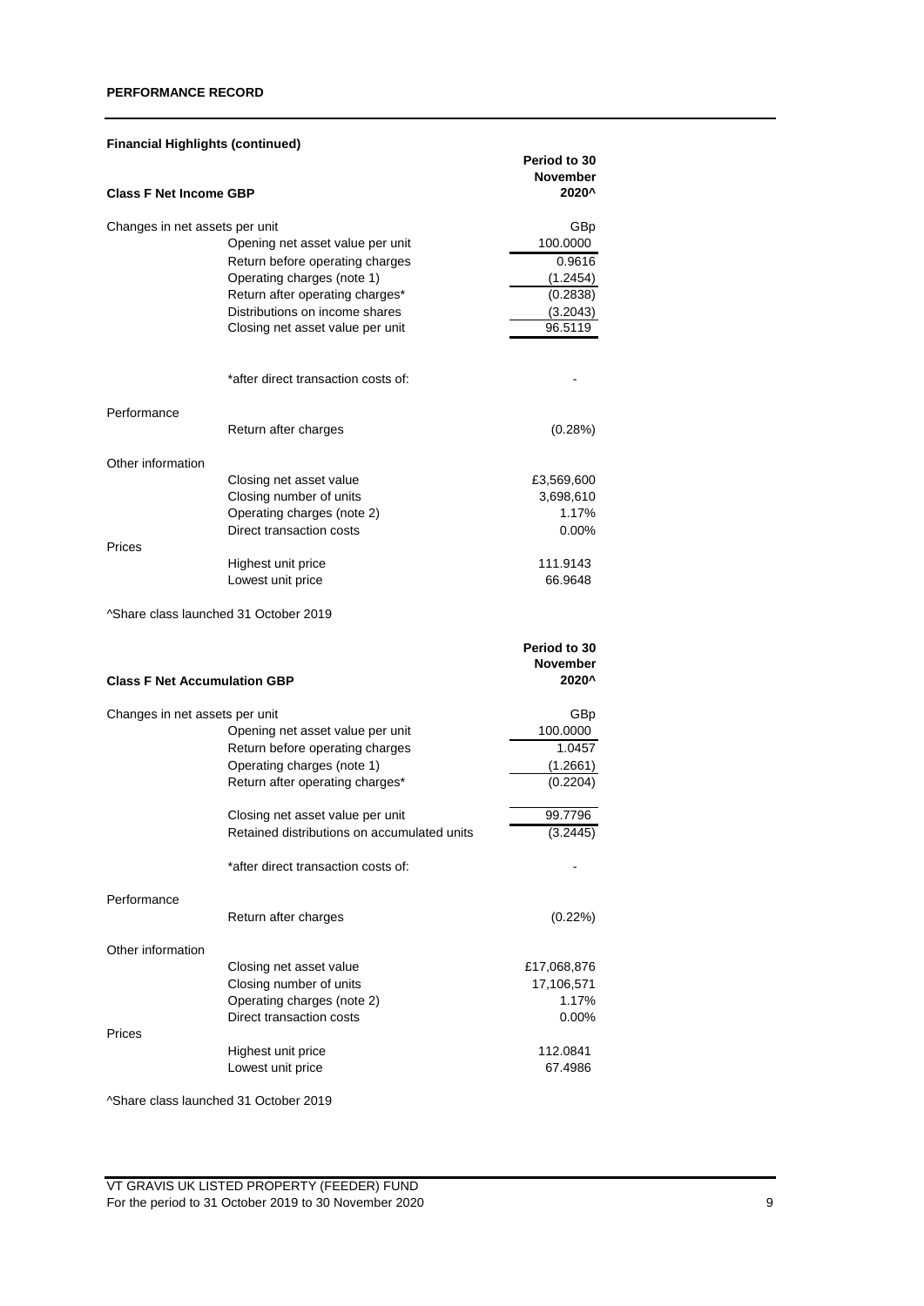**PERFORMANCE RECORD**

**Financial Highlights (continued)**

| **Class F Net Income GBP** | | **Period to 30 November 2020^** |
|---|---|---|
| Changes in net assets per unit | | GBp |
| | Opening net asset value per unit | 100.0000 |
| | Return before operating charges | 0.9616 |
| | Operating charges (note 1) | (1.2454) |
| | Return after operating charges* | (0.2838) |
| | Distributions on income shares | (3.2043) |
| | Closing net asset value per unit | 96.5119 |
| | | |
| | *after direct transaction costs of: | - |
| Performance | | |
| | Return after charges | (0.28%) |
| Other information | | |
| | Closing net asset value | £3,569,600 |
| | Closing number of units | 3,698,610 |
| | Operating charges (note 2) | 1.17% |
| | Direct transaction costs | 0.00% |
| Prices | | |
| | Highest unit price | 111.9143 |
| | Lowest unit price | 66.9648 |

^Share class launched 31 October 2019

| **Class F Net Accumulation GBP** | | **Period to 30 November 2020^** |
|---|---|---|
| Changes in net assets per unit | | GBp |
| | Opening net asset value per unit | 100.0000 |
| | Return before operating charges | 1.0457 |
| | Operating charges (note 1) | (1.2661) |
| | Return after operating charges* | (0.2204) |
| | | |
| | Closing net asset value per unit | 99.7796 |
| | Retained distributions on accumulated units | (3.2445) |
| | | |
| | *after direct transaction costs of: | - |
| Performance | | |
| | Return after charges | (0.22%) |
| Other information | | |
| | Closing net asset value | £17,068,876 |
| | Closing number of units | 17,106,571 |
| | Operating charges (note 2) | 1.17% |
| | Direct transaction costs | 0.00% |
| Prices | | |
| | Highest unit price | 112.0841 |
| | Lowest unit price | 67.4986 |

^Share class launched 31 October 2019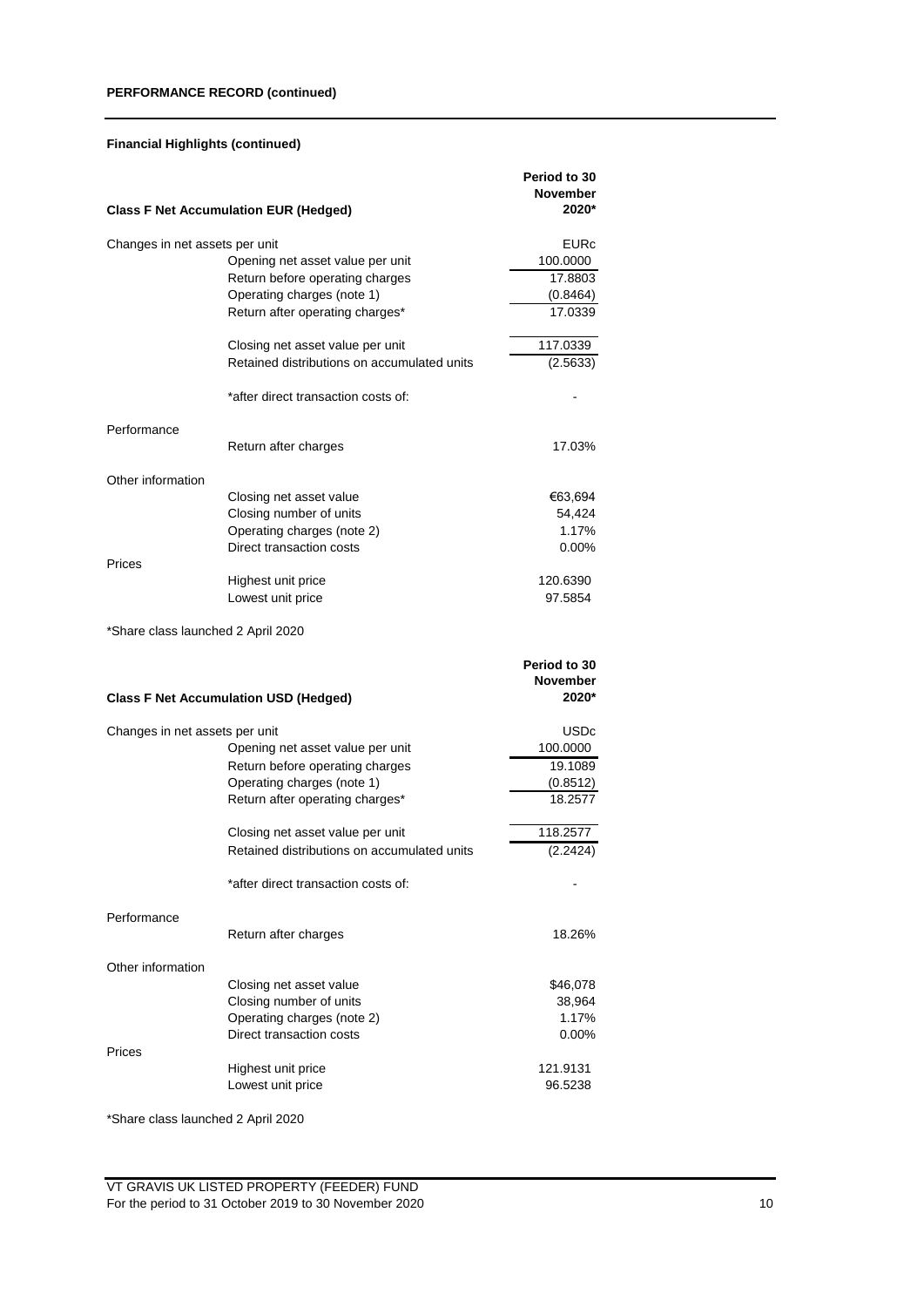**PERFORMANCE RECORD (continued)**

**Financial Highlights (continued)**

| **Class F Net Accumulation EUR (Hedged)** | | **Period to 30 November 2020*** |
|---|---|---|
| Changes in net assets per unit | | EURc |
| | Opening net asset value per unit | 100.0000 |
| | Return before operating charges | 17.8803 |
| | Operating charges (note 1) | (0.8464) |
| | Return after operating charges* | 17.0339 |
| | | |
| | Closing net asset value per unit | 117.0339 |
| | Retained distributions on accumulated units | (2.5633) |
| | | |
| | *after direct transaction costs of: | - |
| Performance | | |
| | Return after charges | 17.03% |
| Other information | | |
| | Closing net asset value | €63,694 |
| | Closing number of units | 54,424 |
| | Operating charges (note 2) | 1.17% |
| | Direct transaction costs | 0.00% |
| Prices | | |
| | Highest unit price | 120.6390 |
| | Lowest unit price | 97.5854 |

*Share class launched 2 April 2020

| **Class F Net Accumulation USD (Hedged)** | | **Period to 30 November 2020*** |
|---|---|---|
| Changes in net assets per unit | | USDc |
| | Opening net asset value per unit | 100.0000 |
| | Return before operating charges | 19.1089 |
| | Operating charges (note 1) | (0.8512) |
| | Return after operating charges* | 18.2577 |
| | | |
| | Closing net asset value per unit | 118.2577 |
| | Retained distributions on accumulated units | (2.2424) |
| | | |
| | *after direct transaction costs of: | - |
| Performance | | |
| | Return after charges | 18.26% |
| Other information | | |
| | Closing net asset value | $46,078 |
| | Closing number of units | 38,964 |
| | Operating charges (note 2) | 1.17% |
| | Direct transaction costs | 0.00% |
| Prices | | |
| | Highest unit price | 121.9131 |
| | Lowest unit price | 96.5238 |

*Share class launched 2 April 2020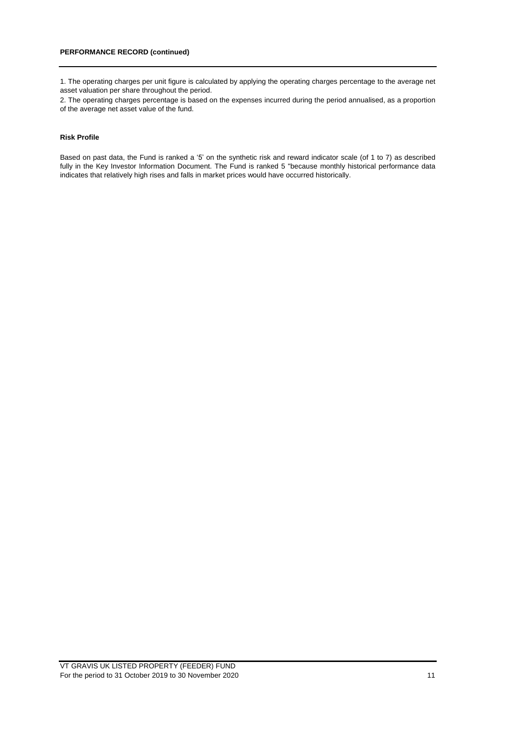**PERFORMANCE RECORD (continued)**

1. The operating charges per unit figure is calculated by applying the operating charges percentage to the average net asset valuation per share throughout the period.
2. The operating charges percentage is based on the expenses incurred during the period annualised, as a proportion of the average net asset value of the fund.

**Risk Profile**

Based on past data, the Fund is ranked a '5' on the synthetic risk and reward indicator scale (of 1 to 7) as described fully in the Key Investor Information Document. The Fund is ranked 5 "because monthly historical performance data indicates that relatively high rises and falls in market prices would have occurred historically.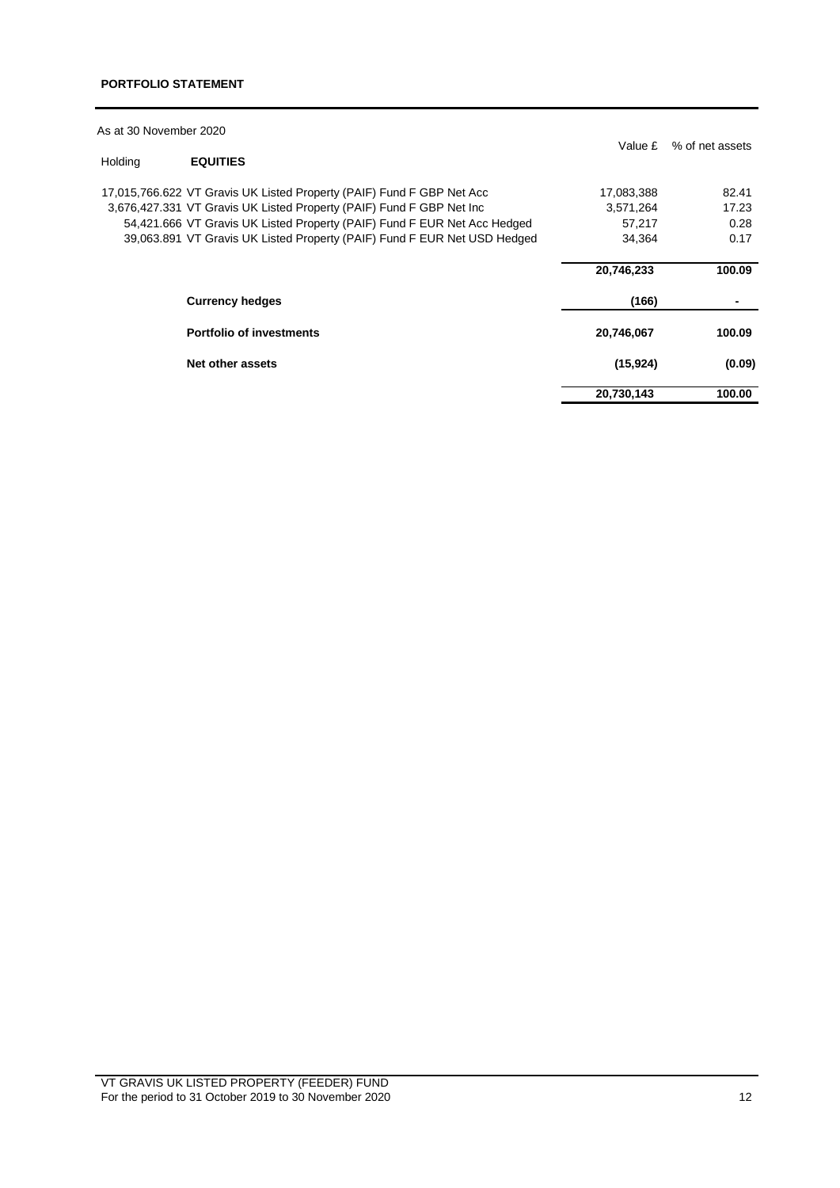## PORTFOLIO STATEMENT

As at 30 November 2020

| Holding | EQUITIES | Value £ | % of net assets |
|---|---|---|---|
| 17,015,766.622 | VT Gravis UK Listed Property (PAIF) Fund F GBP Net Acc | 17,083,388 | 82.41 |
| 3,676,427.331 | VT Gravis UK Listed Property (PAIF) Fund F GBP Net Inc | 3,571,264 | 17.23 |
| 54,421.666 | VT Gravis UK Listed Property (PAIF) Fund F EUR Net Acc Hedged | 57,217 | 0.28 |
| 39,063.891 | VT Gravis UK Listed Property (PAIF) Fund F EUR Net USD Hedged | 34,364 | 0.17 |
| | | **20,746,233** | **100.09** |
| | **Currency hedges** | **(166)** | **-** |
| | **Portfolio of investments** | **20,746,067** | **100.09** |
| | **Net other assets** | **(15,924)** | **(0.09)** |
| | | **20,730,143** | **100.00** |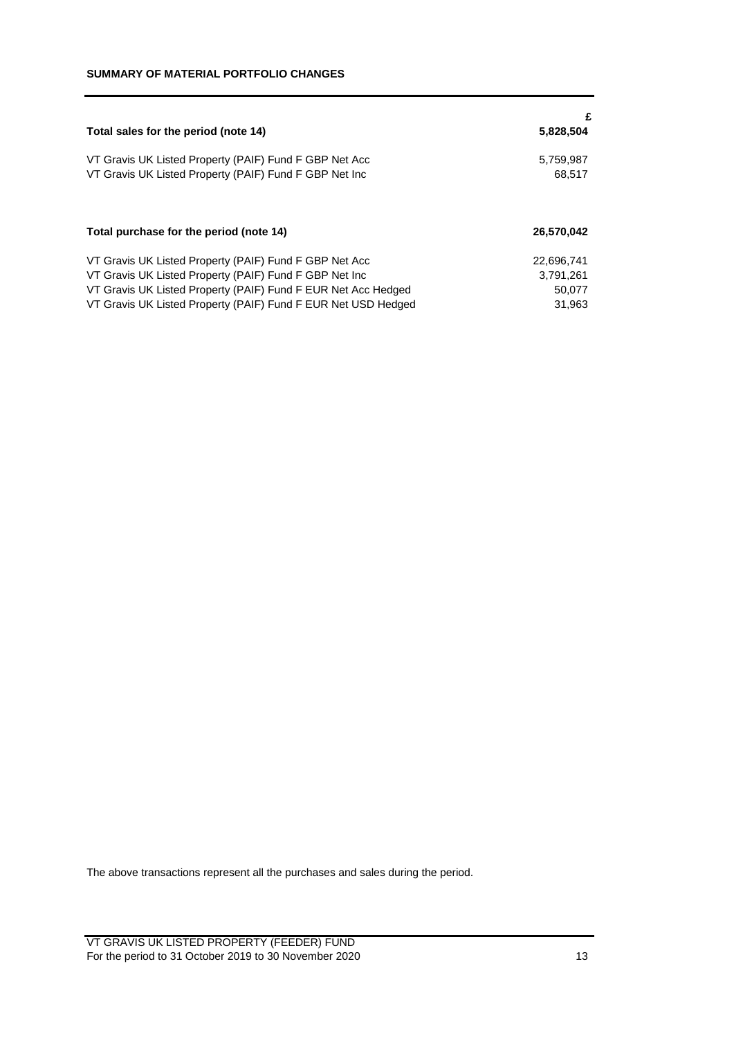## SUMMARY OF MATERIAL PORTFOLIO CHANGES

| | £ |
|---|---|
| **Total sales for the period (note 14)** | **5,828,504** |
| VT Gravis UK Listed Property (PAIF) Fund F GBP Net Acc | 5,759,987 |
| VT Gravis UK Listed Property (PAIF) Fund F GBP Net Inc | 68,517 |

| | |
|---|---|
| **Total purchase for the period (note 14)** | **26,570,042** |
| VT Gravis UK Listed Property (PAIF) Fund F GBP Net Acc | 22,696,741 |
| VT Gravis UK Listed Property (PAIF) Fund F GBP Net Inc | 3,791,261 |
| VT Gravis UK Listed Property (PAIF) Fund F EUR Net Acc Hedged | 50,077 |
| VT Gravis UK Listed Property (PAIF) Fund F EUR Net USD Hedged | 31,963 |

The above transactions represent all the purchases and sales during the period.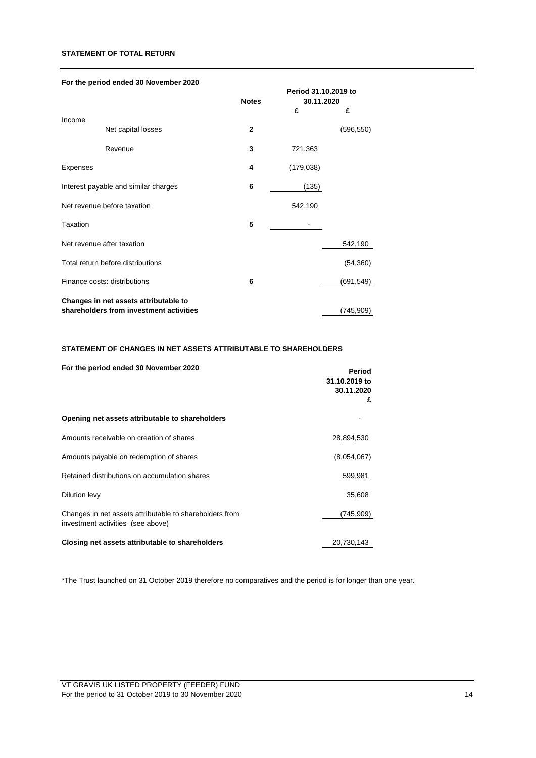## STATEMENT OF TOTAL RETURN

**For the period ended 30 November 2020**

| | Notes | Period 31.10.2019 to 30.11.2020 | |
|---|---|---|---|
| | | £ | £ |
| Income | | | |
| Net capital losses | 2 | | (596,550) |
| Revenue | 3 | 721,363 | |
| Expenses | 4 | (179,038) | |
| Interest payable and similar charges | 6 | (135) | |
| Net revenue before taxation | | 542,190 | |
| Taxation | 5 | - | |
| Net revenue after taxation | | | 542,190 |
| Total return before distributions | | | (54,360) |
| Finance costs: distributions | 6 | | (691,549) |
| **Changes in net assets attributable to shareholders from investment activities** | | | (745,909) |

## STATEMENT OF CHANGES IN NET ASSETS ATTRIBUTABLE TO SHAREHOLDERS

**For the period ended 30 November 2020**

| | Period 31.10.2019 to 30.11.2020 |
|---|---|
| | £ |
| **Opening net assets attributable to shareholders** | - |
| Amounts receivable on creation of shares | 28,894,530 |
| Amounts payable on redemption of shares | (8,054,067) |
| Retained distributions on accumulation shares | 599,981 |
| Dilution levy | 35,608 |
| Changes in net assets attributable to shareholders from investment activities (see above) | (745,909) |
| **Closing net assets attributable to shareholders** | 20,730,143 |

*The Trust launched on 31 October 2019 therefore no comparatives and the period is for longer than one year.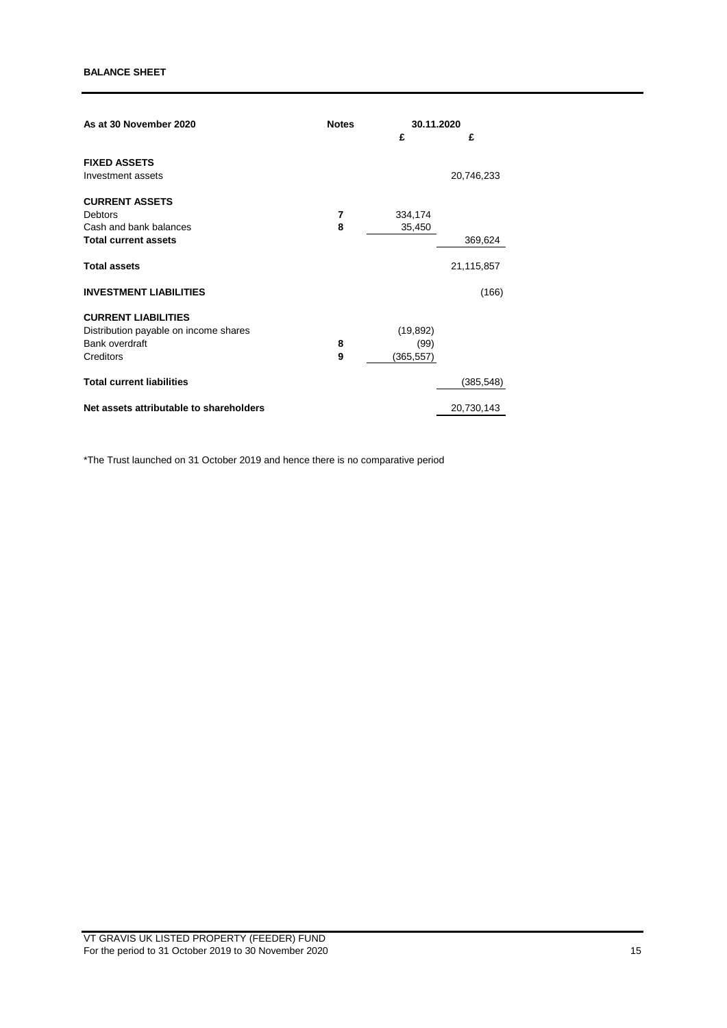## BALANCE SHEET

| As at 30 November 2020 | Notes | 30.11.2020 | |
|---|---|---|---|
| | | £ | £ |
| **FIXED ASSETS** | | | |
| Investment assets | | | 20,746,233 |
| **CURRENT ASSETS** | | | |
| Debtors | 7 | 334,174 | |
| Cash and bank balances | 8 | 35,450 | |
| **Total current assets** | | | 369,624 |
| **Total assets** | | | 21,115,857 |
| **INVESTMENT LIABILITIES** | | | (166) |
| **CURRENT LIABILITIES** | | | |
| Distribution payable on income shares | | (19,892) | |
| Bank overdraft | 8 | (99) | |
| Creditors | 9 | (365,557) | |
| **Total current liabilities** | | | (385,548) |
| **Net assets attributable to shareholders** | | | 20,730,143 |

*The Trust launched on 31 October 2019 and hence there is no comparative period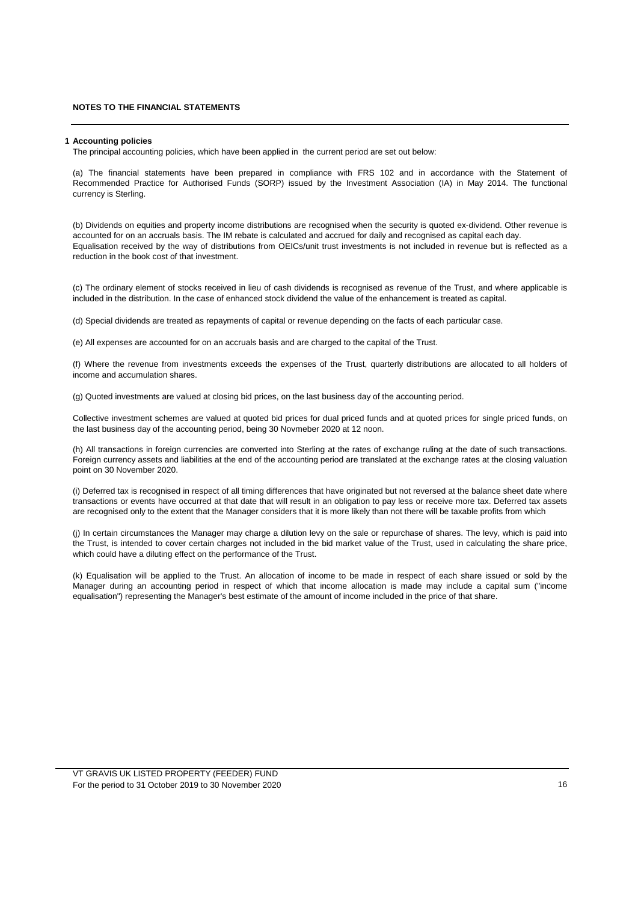## NOTES TO THE FINANCIAL STATEMENTS

**1 Accounting policies**

The principal accounting policies, which have been applied in the current period are set out below:

(a) The financial statements have been prepared in compliance with FRS 102 and in accordance with the Statement of Recommended Practice for Authorised Funds (SORP) issued by the Investment Association (IA) in May 2014. The functional currency is Sterling.

(b) Dividends on equities and property income distributions are recognised when the security is quoted ex-dividend. Other revenue is accounted for on an accruals basis. The IM rebate is calculated and accrued for daily and recognised as capital each day. Equalisation received by the way of distributions from OEICs/unit trust investments is not included in revenue but is reflected as a reduction in the book cost of that investment.

(c) The ordinary element of stocks received in lieu of cash dividends is recognised as revenue of the Trust, and where applicable is included in the distribution. In the case of enhanced stock dividend the value of the enhancement is treated as capital.

(d) Special dividends are treated as repayments of capital or revenue depending on the facts of each particular case.

(e) All expenses are accounted for on an accruals basis and are charged to the capital of the Trust.

(f) Where the revenue from investments exceeds the expenses of the Trust, quarterly distributions are allocated to all holders of income and accumulation shares.

(g) Quoted investments are valued at closing bid prices, on the last business day of the accounting period.

Collective investment schemes are valued at quoted bid prices for dual priced funds and at quoted prices for single priced funds, on the last business day of the accounting period, being 30 Novmeber 2020 at 12 noon.

(h) All transactions in foreign currencies are converted into Sterling at the rates of exchange ruling at the date of such transactions. Foreign currency assets and liabilities at the end of the accounting period are translated at the exchange rates at the closing valuation point on 30 November 2020.

(i) Deferred tax is recognised in respect of all timing differences that have originated but not reversed at the balance sheet date where transactions or events have occurred at that date that will result in an obligation to pay less or receive more tax. Deferred tax assets are recognised only to the extent that the Manager considers that it is more likely than not there will be taxable profits from which

(j) In certain circumstances the Manager may charge a dilution levy on the sale or repurchase of shares. The levy, which is paid into the Trust, is intended to cover certain charges not included in the bid market value of the Trust, used in calculating the share price, which could have a diluting effect on the performance of the Trust.

(k) Equalisation will be applied to the Trust. An allocation of income to be made in respect of each share issued or sold by the Manager during an accounting period in respect of which that income allocation is made may include a capital sum ("income equalisation") representing the Manager's best estimate of the amount of income included in the price of that share.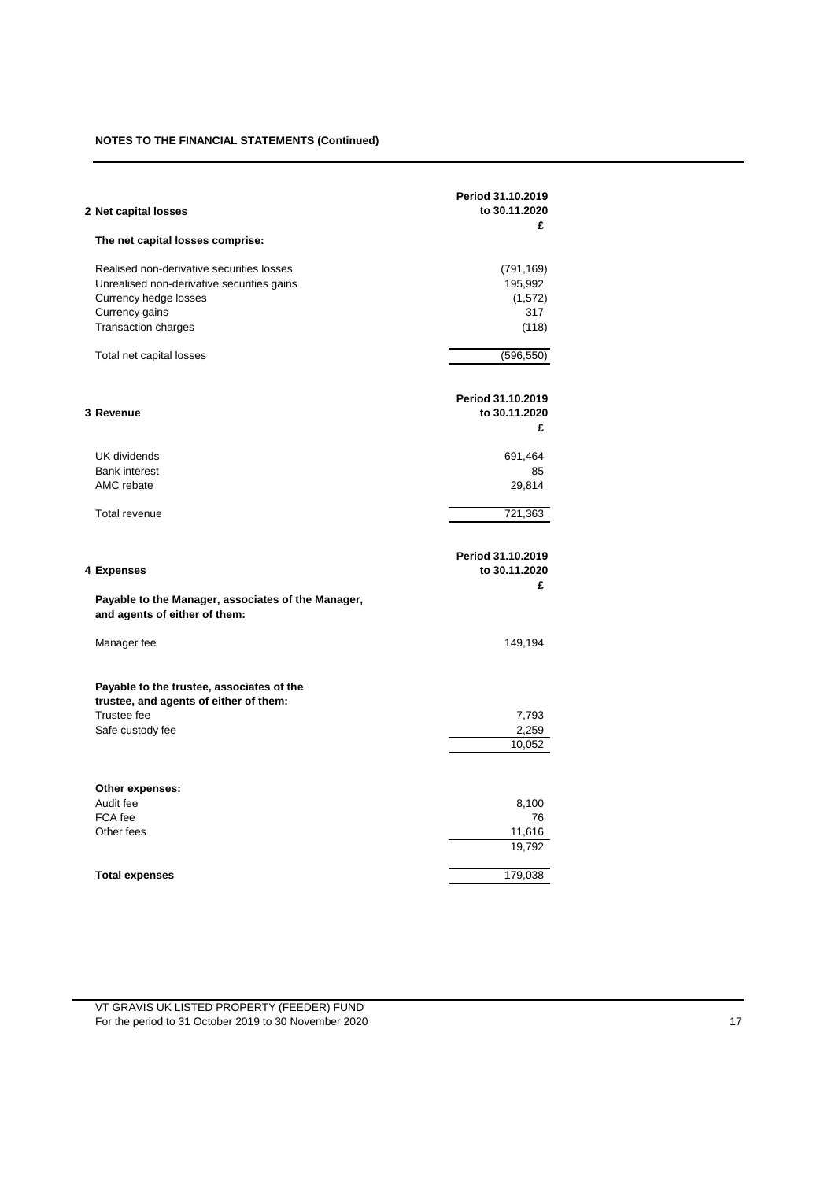**NOTES TO THE FINANCIAL STATEMENTS (Continued)**

| **2 Net capital losses** | **Period 31.10.2019 to 30.11.2020** |
|---|---|
| | **£** |
| **The net capital losses comprise:** | |
| Realised non-derivative securities losses | (791,169) |
| Unrealised non-derivative securities gains | 195,992 |
| Currency hedge losses | (1,572) |
| Currency gains | 317 |
| Transaction charges | (118) |
| Total net capital losses | (596,550) |

| **3 Revenue** | **Period 31.10.2019 to 30.11.2020** |
|---|---|
| | **£** |
| UK dividends | 691,464 |
| Bank interest | 85 |
| AMC rebate | 29,814 |
| Total revenue | 721,363 |

| **4 Expenses** | **Period 31.10.2019 to 30.11.2020** |
|---|---|
| | **£** |
| **Payable to the Manager, associates of the Manager, and agents of either of them:** | |
| Manager fee | 149,194 |
| **Payable to the trustee, associates of the trustee, and agents of either of them:** | |
| Trustee fee | 7,793 |
| Safe custody fee | 2,259 |
| | 10,052 |
| **Other expenses:** | |
| Audit fee | 8,100 |
| FCA fee | 76 |
| Other fees | 11,616 |
| | 19,792 |
| **Total expenses** | 179,038 |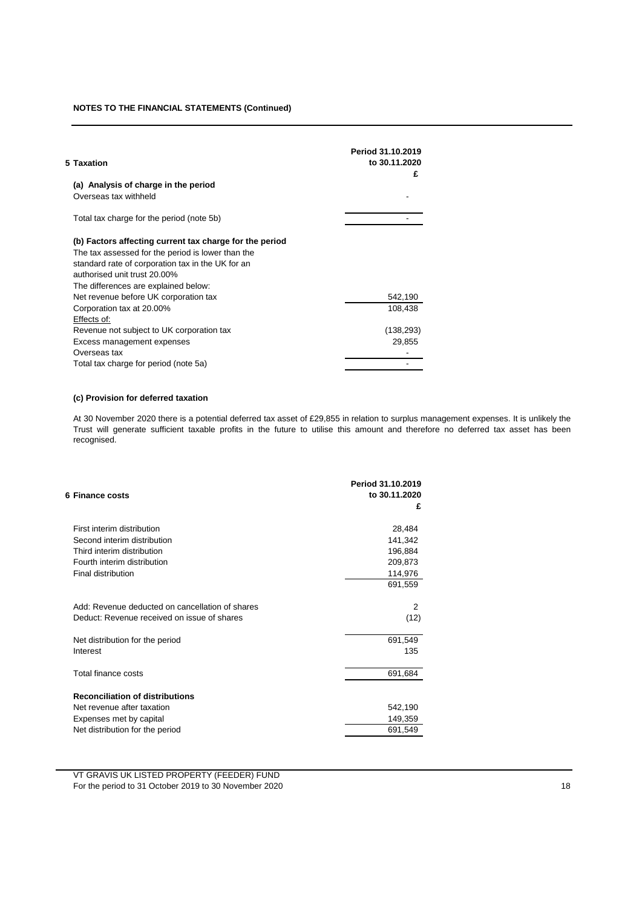**NOTES TO THE FINANCIAL STATEMENTS (Continued)**

## 5 Taxation

| | Period 31.10.2019 to 30.11.2020 £ |
|---|---|
| **(a) Analysis of charge in the period** | |
| Overseas tax withheld | - |
| Total tax charge for the period (note 5b) | - |
| **(b) Factors affecting current tax charge for the period** | |
| The tax assessed for the period is lower than the standard rate of corporation tax in the UK for an authorised unit trust 20.00% | |
| The differences are explained below: | |
| Net revenue before UK corporation tax | 542,190 |
| Corporation tax at 20.00% | 108,438 |
| Effects of: | |
| Revenue not subject to UK corporation tax | (138,293) |
| Excess management expenses | 29,855 |
| Overseas tax | - |
| Total tax charge for period (note 5a) | - |

**(c) Provision for deferred taxation**

At 30 November 2020 there is a potential deferred tax asset of £29,855 in relation to surplus management expenses. It is unlikely the Trust will generate sufficient taxable profits in the future to utilise this amount and therefore no deferred tax asset has been recognised.

## 6 Finance costs

| | Period 31.10.2019 to 30.11.2020 £ |
|---|---|
| First interim distribution | 28,484 |
| Second interim distribution | 141,342 |
| Third interim distribution | 196,884 |
| Fourth interim distribution | 209,873 |
| Final distribution | 114,976 |
| | 691,559 |
| Add: Revenue deducted on cancellation of shares | 2 |
| Deduct: Revenue received on issue of shares | (12) |
| Net distribution for the period | 691,549 |
| Interest | 135 |
| Total finance costs | 691,684 |
| **Reconciliation of distributions** | |
| Net revenue after taxation | 542,190 |
| Expenses met by capital | 149,359 |
| Net distribution for the period | 691,549 |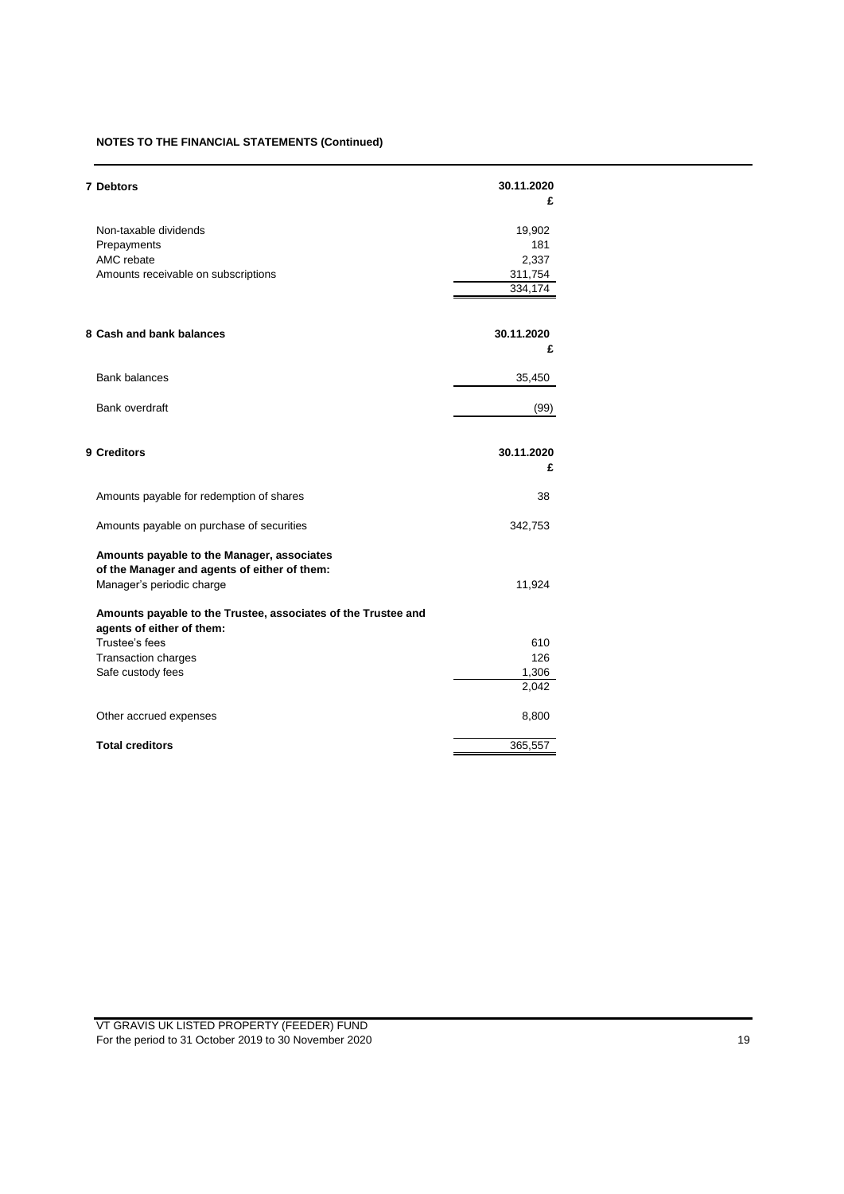**NOTES TO THE FINANCIAL STATEMENTS (Continued)**

| **7 Debtors** | **30.11.2020** |
|---|---|
| | **£** |
| Non-taxable dividends | 19,902 |
| Prepayments | 181 |
| AMC rebate | 2,337 |
| Amounts receivable on subscriptions | 311,754 |
| | 334,174 |

| **8 Cash and bank balances** | **30.11.2020** |
|---|---|
| | **£** |
| Bank balances | 35,450 |
| Bank overdraft | (99) |

| **9 Creditors** | **30.11.2020** |
|---|---|
| | **£** |
| Amounts payable for redemption of shares | 38 |
| Amounts payable on purchase of securities | 342,753 |
| **Amounts payable to the Manager, associates of the Manager and agents of either of them:** | |
| Manager's periodic charge | 11,924 |
| **Amounts payable to the Trustee, associates of the Trustee and agents of either of them:** | |
| Trustee's fees | 610 |
| Transaction charges | 126 |
| Safe custody fees | 1,306 |
| | 2,042 |
| Other accrued expenses | 8,800 |
| **Total creditors** | 365,557 |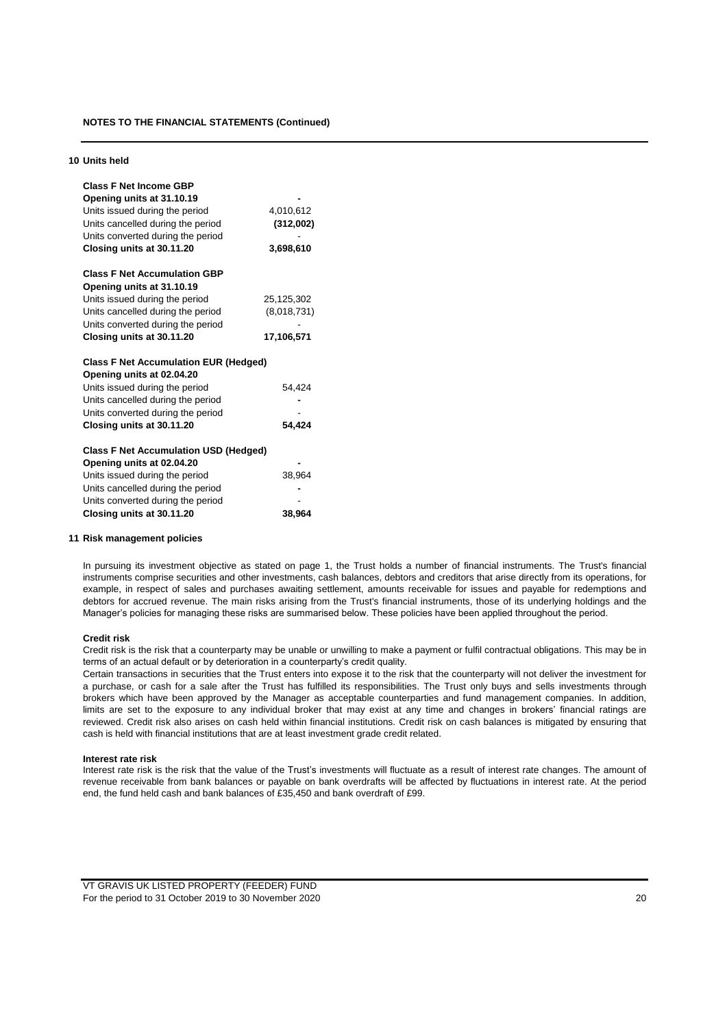**NOTES TO THE FINANCIAL STATEMENTS (Continued)**

## 10 Units held

| **Class F Net Income GBP** | |
|---|---|
| **Opening units at 31.10.19** | **-** |
| Units issued during the period | 4,010,612 |
| Units cancelled during the period | **(312,002)** |
| Units converted during the period | - |
| **Closing units at 30.11.20** | **3,698,610** |

| **Class F Net Accumulation GBP** | |
|---|---|
| **Opening units at 31.10.19** | |
| Units issued during the period | 25,125,302 |
| Units cancelled during the period | (8,018,731) |
| Units converted during the period | - |
| **Closing units at 30.11.20** | **17,106,571** |

| **Class F Net Accumulation EUR (Hedged)** | |
|---|---|
| **Opening units at 02.04.20** | |
| Units issued during the period | 54,424 |
| Units cancelled during the period | **-** |
| Units converted during the period | - |
| **Closing units at 30.11.20** | **54,424** |

| **Class F Net Accumulation USD (Hedged)** | |
|---|---|
| **Opening units at 02.04.20** | **-** |
| Units issued during the period | 38,964 |
| Units cancelled during the period | **-** |
| Units converted during the period | - |
| **Closing units at 30.11.20** | **38,964** |

## 11 Risk management policies

In pursuing its investment objective as stated on page 1, the Trust holds a number of financial instruments. The Trust's financial instruments comprise securities and other investments, cash balances, debtors and creditors that arise directly from its operations, for example, in respect of sales and purchases awaiting settlement, amounts receivable for issues and payable for redemptions and debtors for accrued revenue. The main risks arising from the Trust's financial instruments, those of its underlying holdings and the Manager's policies for managing these risks are summarised below. These policies have been applied throughout the period.

### Credit risk

Credit risk is the risk that a counterparty may be unable or unwilling to make a payment or fulfil contractual obligations. This may be in terms of an actual default or by deterioration in a counterparty's credit quality.

Certain transactions in securities that the Trust enters into expose it to the risk that the counterparty will not deliver the investment for a purchase, or cash for a sale after the Trust has fulfilled its responsibilities. The Trust only buys and sells investments through brokers which have been approved by the Manager as acceptable counterparties and fund management companies. In addition, limits are set to the exposure to any individual broker that may exist at any time and changes in brokers' financial ratings are reviewed. Credit risk also arises on cash held within financial institutions. Credit risk on cash balances is mitigated by ensuring that cash is held with financial institutions that are at least investment grade credit related.

### Interest rate risk

Interest rate risk is the risk that the value of the Trust's investments will fluctuate as a result of interest rate changes. The amount of revenue receivable from bank balances or payable on bank overdrafts will be affected by fluctuations in interest rate. At the period end, the fund held cash and bank balances of £35,450 and bank overdraft of £99.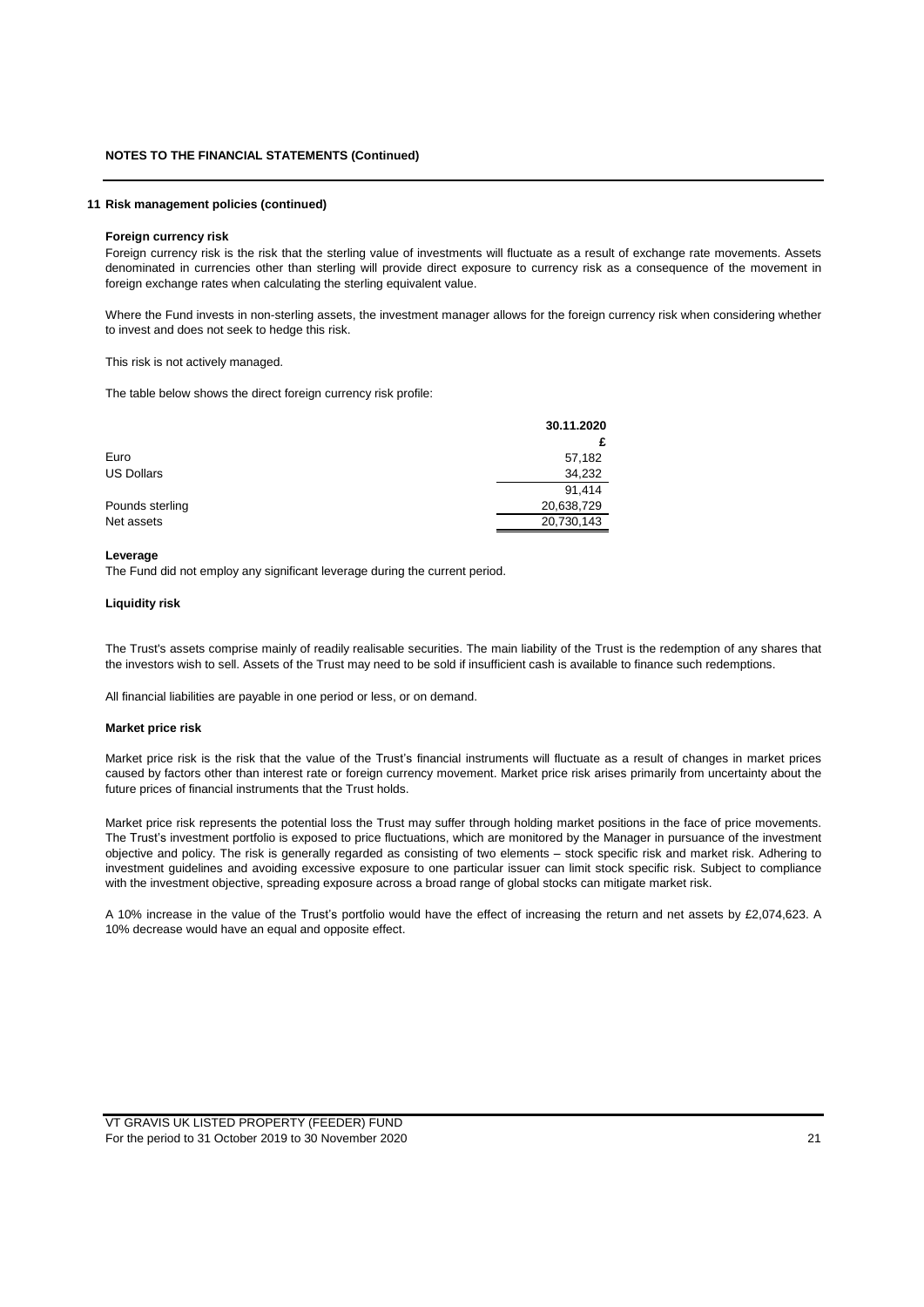**NOTES TO THE FINANCIAL STATEMENTS (Continued)**

**11 Risk management policies (continued)**

**Foreign currency risk**

Foreign currency risk is the risk that the sterling value of investments will fluctuate as a result of exchange rate movements. Assets denominated in currencies other than sterling will provide direct exposure to currency risk as a consequence of the movement in foreign exchange rates when calculating the sterling equivalent value.

Where the Fund invests in non-sterling assets, the investment manager allows for the foreign currency risk when considering whether to invest and does not seek to hedge this risk.

This risk is not actively managed.

The table below shows the direct foreign currency risk profile:

| | 30.11.2020 |
|---|---|
| | £ |
| Euro | 57,182 |
| US Dollars | 34,232 |
| | 91,414 |
| Pounds sterling | 20,638,729 |
| Net assets | 20,730,143 |

**Leverage**

The Fund did not employ any significant leverage during the current period.

**Liquidity risk**

The Trust's assets comprise mainly of readily realisable securities. The main liability of the Trust is the redemption of any shares that the investors wish to sell. Assets of the Trust may need to be sold if insufficient cash is available to finance such redemptions.

All financial liabilities are payable in one period or less, or on demand.

**Market price risk**

Market price risk is the risk that the value of the Trust's financial instruments will fluctuate as a result of changes in market prices caused by factors other than interest rate or foreign currency movement. Market price risk arises primarily from uncertainty about the future prices of financial instruments that the Trust holds.

Market price risk represents the potential loss the Trust may suffer through holding market positions in the face of price movements. The Trust's investment portfolio is exposed to price fluctuations, which are monitored by the Manager in pursuance of the investment objective and policy. The risk is generally regarded as consisting of two elements – stock specific risk and market risk. Adhering to investment guidelines and avoiding excessive exposure to one particular issuer can limit stock specific risk. Subject to compliance with the investment objective, spreading exposure across a broad range of global stocks can mitigate market risk.

A 10% increase in the value of the Trust's portfolio would have the effect of increasing the return and net assets by £2,074,623. A 10% decrease would have an equal and opposite effect.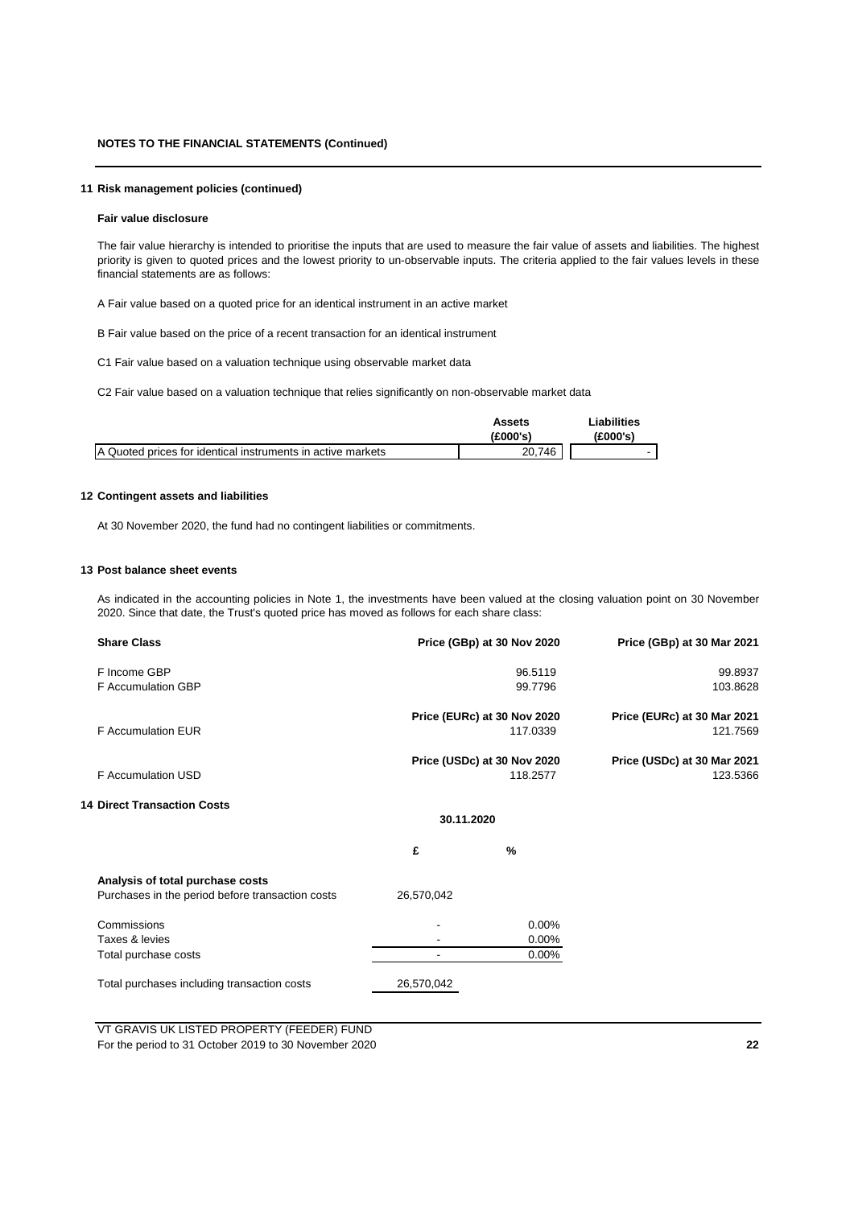## NOTES TO THE FINANCIAL STATEMENTS (Continued)

### 11 Risk management policies (continued)

**Fair value disclosure**

The fair value hierarchy is intended to prioritise the inputs that are used to measure the fair value of assets and liabilities. The highest priority is given to quoted prices and the lowest priority to un-observable inputs. The criteria applied to the fair values levels in these financial statements are as follows:

A Fair value based on a quoted price for an identical instrument in an active market

B Fair value based on the price of a recent transaction for an identical instrument

C1 Fair value based on a valuation technique using observable market data

C2 Fair value based on a valuation technique that relies significantly on non-observable market data

| | Assets (£000's) | Liabilities (£000's) |
|---|---|---|
| A Quoted prices for identical instruments in active markets | 20,746 | - |

### 12 Contingent assets and liabilities

At 30 November 2020, the fund had no contingent liabilities or commitments.

### 13 Post balance sheet events

As indicated in the accounting policies in Note 1, the investments have been valued at the closing valuation point on 30 November 2020. Since that date, the Trust's quoted price has moved as follows for each share class:

| Share Class | Price (GBp) at 30 Nov 2020 | Price (GBp) at 30 Mar 2021 |
|---|---|---|
| F Income GBP | 96.5119 | 99.8937 |
| F Accumulation GBP | 99.7796 | 103.8628 |
| | **Price (EURc) at 30 Nov 2020** | **Price (EURc) at 30 Mar 2021** |
| F Accumulation EUR | 117.0339 | 121.7569 |
| | **Price (USDc) at 30 Nov 2020** | **Price (USDc) at 30 Mar 2021** |
| F Accumulation USD | 118.2577 | 123.5366 |

### 14 Direct Transaction Costs

| | 30.11.2020 | |
|---|---|---|
| | £ | % |
| **Analysis of total purchase costs** | | |
| Purchases in the period before transaction costs | 26,570,042 | |
| Commissions | - | 0.00% |
| Taxes & levies | - | 0.00% |
| Total purchase costs | - | 0.00% |
| Total purchases including transaction costs | 26,570,042 | |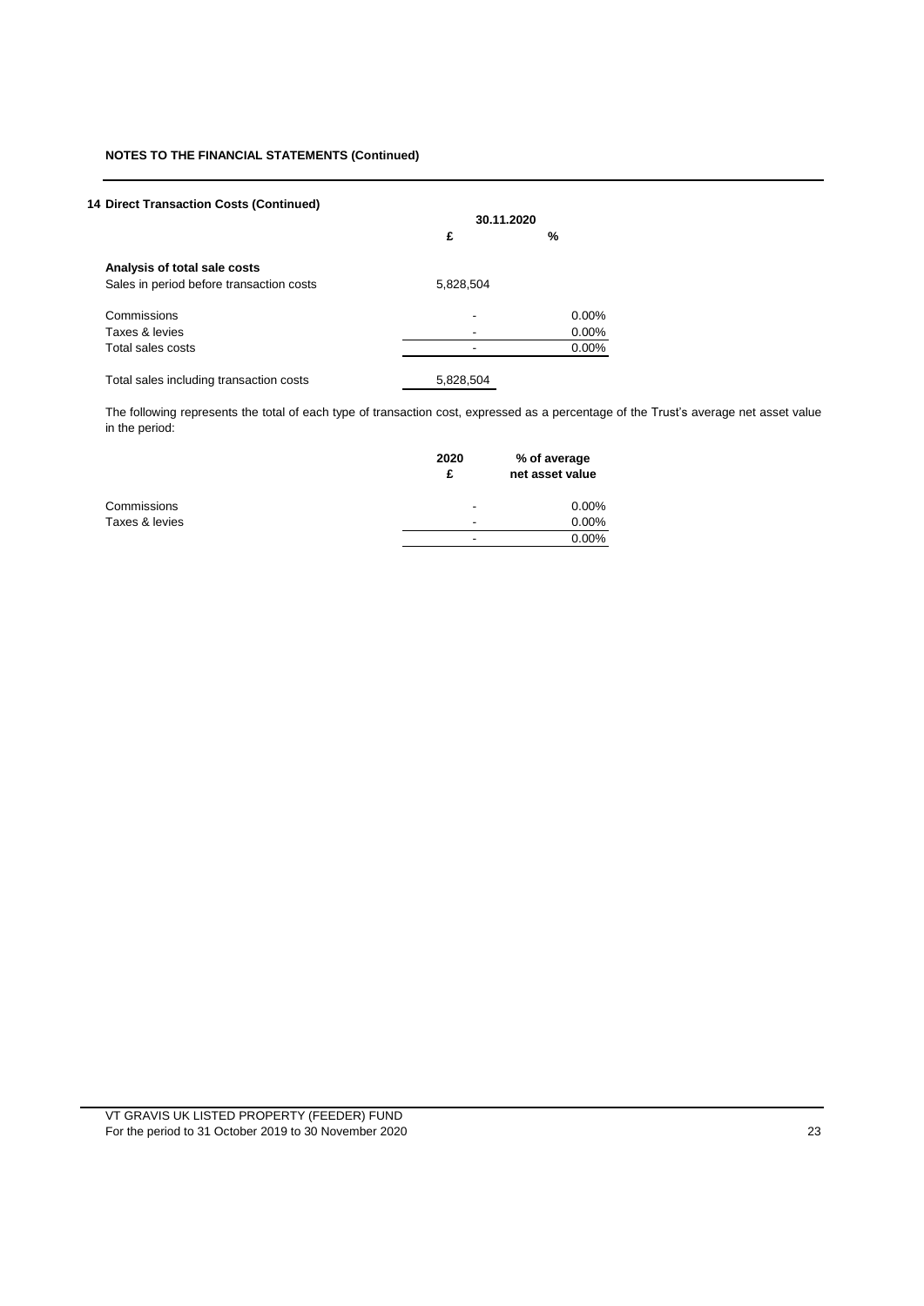**NOTES TO THE FINANCIAL STATEMENTS (Continued)**

**14 Direct Transaction Costs (Continued)**

| | 30.11.2020 | |
|---|---|---|
| | £ | % |
| **Analysis of total sale costs** | | |
| Sales in period before transaction costs | 5,828,504 | |
| Commissions | - | 0.00% |
| Taxes & levies | - | 0.00% |
| Total sales costs | - | 0.00% |
| Total sales including transaction costs | 5,828,504 | |

The following represents the total of each type of transaction cost, expressed as a percentage of the Trust's average net asset value in the period:

| | 2020 £ | % of average net asset value |
|---|---|---|
| Commissions | - | 0.00% |
| Taxes & levies | - | 0.00% |
| | - | 0.00% |

VT GRAVIS UK LISTED PROPERTY (FEEDER) FUND
For the period to 31 October 2019 to 30 November 2020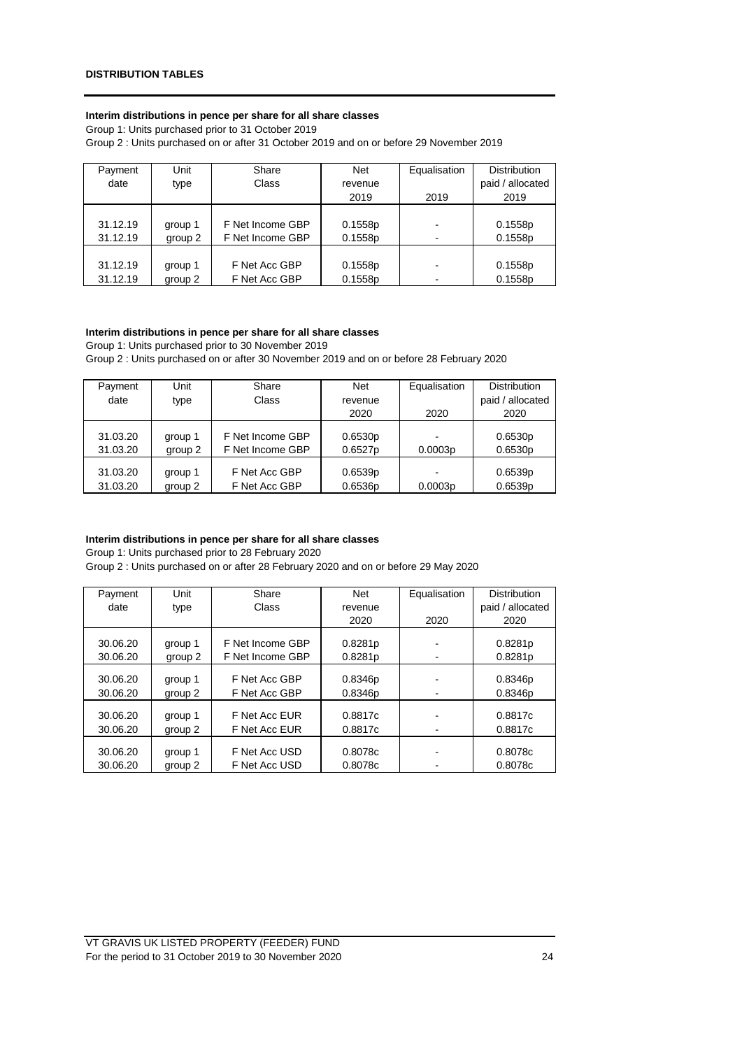**DISTRIBUTION TABLES**

**Interim distributions in pence per share for all share classes**

Group 1: Units purchased prior to 31 October 2019

Group 2 : Units purchased on or after 31 October 2019 and on or before 29 November 2019

| Payment date | Unit type | Share Class | Net revenue 2019 | Equalisation 2019 | Distribution paid / allocated 2019 |
|---|---|---|---|---|---|
| 31.12.19 | group 1 | F Net Income GBP | 0.1558p | - | 0.1558p |
| 31.12.19 | group 2 | F Net Income GBP | 0.1558p | - | 0.1558p |
| 31.12.19 | group 1 | F Net Acc GBP | 0.1558p | - | 0.1558p |
| 31.12.19 | group 2 | F Net Acc GBP | 0.1558p | - | 0.1558p |

**Interim distributions in pence per share for all share classes**

Group 1: Units purchased prior to 30 November 2019

Group 2 : Units purchased on or after 30 November 2019 and on or before 28 February 2020

| Payment date | Unit type | Share Class | Net revenue 2020 | Equalisation 2020 | Distribution paid / allocated 2020 |
|---|---|---|---|---|---|
| 31.03.20 | group 1 | F Net Income GBP | 0.6530p | - | 0.6530p |
| 31.03.20 | group 2 | F Net Income GBP | 0.6527p | 0.0003p | 0.6530p |
| 31.03.20 | group 1 | F Net Acc GBP | 0.6539p | - | 0.6539p |
| 31.03.20 | group 2 | F Net Acc GBP | 0.6536p | 0.0003p | 0.6539p |

**Interim distributions in pence per share for all share classes**

Group 1: Units purchased prior to 28 February 2020

Group 2 : Units purchased on or after 28 February 2020 and on or before 29 May 2020

| Payment date | Unit type | Share Class | Net revenue 2020 | Equalisation 2020 | Distribution paid / allocated 2020 |
|---|---|---|---|---|---|
| 30.06.20 | group 1 | F Net Income GBP | 0.8281p | - | 0.8281p |
| 30.06.20 | group 2 | F Net Income GBP | 0.8281p | - | 0.8281p |
| 30.06.20 | group 1 | F Net Acc GBP | 0.8346p | - | 0.8346p |
| 30.06.20 | group 2 | F Net Acc GBP | 0.8346p | - | 0.8346p |
| 30.06.20 | group 1 | F Net Acc EUR | 0.8817c | - | 0.8817c |
| 30.06.20 | group 2 | F Net Acc EUR | 0.8817c | - | 0.8817c |
| 30.06.20 | group 1 | F Net Acc USD | 0.8078c | - | 0.8078c |
| 30.06.20 | group 2 | F Net Acc USD | 0.8078c | - | 0.8078c |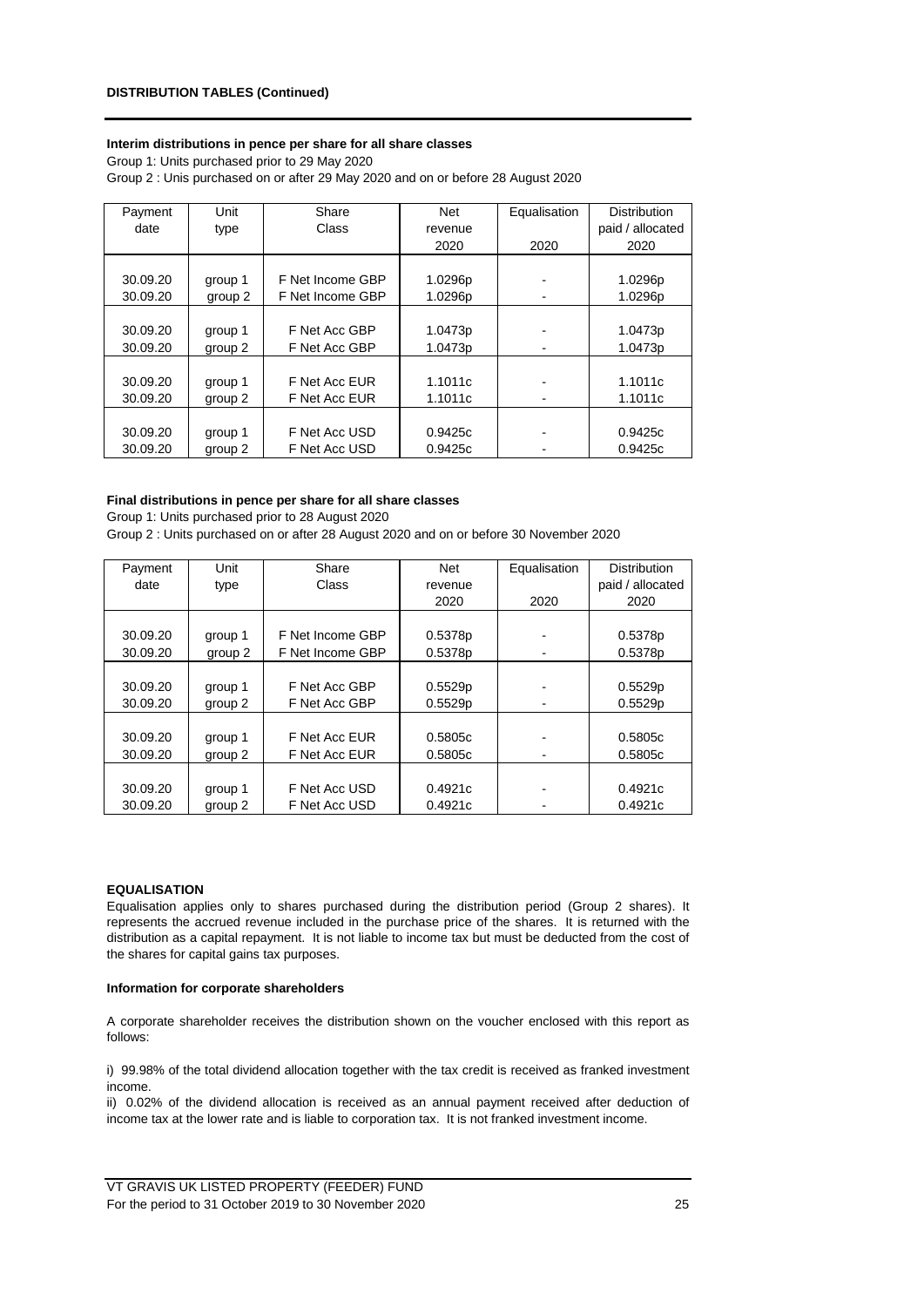**DISTRIBUTION TABLES (Continued)**

**Interim distributions in pence per share for all share classes**

Group 1: Units purchased prior to 29 May 2020

Group 2 : Unis purchased on or after 29 May 2020 and on or before 28 August 2020

| Payment date | Unit type | Share Class | Net revenue 2020 | Equalisation 2020 | Distribution paid / allocated 2020 |
|---|---|---|---|---|---|
| 30.09.20 | group 1 | F Net Income GBP | 1.0296p | - | 1.0296p |
| 30.09.20 | group 2 | F Net Income GBP | 1.0296p | - | 1.0296p |
| 30.09.20 | group 1 | F Net Acc GBP | 1.0473p | - | 1.0473p |
| 30.09.20 | group 2 | F Net Acc GBP | 1.0473p | - | 1.0473p |
| 30.09.20 | group 1 | F Net Acc EUR | 1.1011c | - | 1.1011c |
| 30.09.20 | group 2 | F Net Acc EUR | 1.1011c | - | 1.1011c |
| 30.09.20 | group 1 | F Net Acc USD | 0.9425c | - | 0.9425c |
| 30.09.20 | group 2 | F Net Acc USD | 0.9425c | - | 0.9425c |

**Final distributions in pence per share for all share classes**

Group 1: Units purchased prior to 28 August 2020

Group 2 : Units purchased on or after 28 August 2020 and on or before 30 November 2020

| Payment date | Unit type | Share Class | Net revenue 2020 | Equalisation 2020 | Distribution paid / allocated 2020 |
|---|---|---|---|---|---|
| 30.09.20 | group 1 | F Net Income GBP | 0.5378p | - | 0.5378p |
| 30.09.20 | group 2 | F Net Income GBP | 0.5378p | - | 0.5378p |
| 30.09.20 | group 1 | F Net Acc GBP | 0.5529p | - | 0.5529p |
| 30.09.20 | group 2 | F Net Acc GBP | 0.5529p | - | 0.5529p |
| 30.09.20 | group 1 | F Net Acc EUR | 0.5805c | - | 0.5805c |
| 30.09.20 | group 2 | F Net Acc EUR | 0.5805c | - | 0.5805c |
| 30.09.20 | group 1 | F Net Acc USD | 0.4921c | - | 0.4921c |
| 30.09.20 | group 2 | F Net Acc USD | 0.4921c | - | 0.4921c |

**EQUALISATION**

Equalisation applies only to shares purchased during the distribution period (Group 2 shares). It represents the accrued revenue included in the purchase price of the shares. It is returned with the distribution as a capital repayment. It is not liable to income tax but must be deducted from the cost of the shares for capital gains tax purposes.

**Information for corporate shareholders**

A corporate shareholder receives the distribution shown on the voucher enclosed with this report as follows:

i) 99.98% of the total dividend allocation together with the tax credit is received as franked investment income.

ii) 0.02% of the dividend allocation is received as an annual payment received after deduction of income tax at the lower rate and is liable to corporation tax. It is not franked investment income.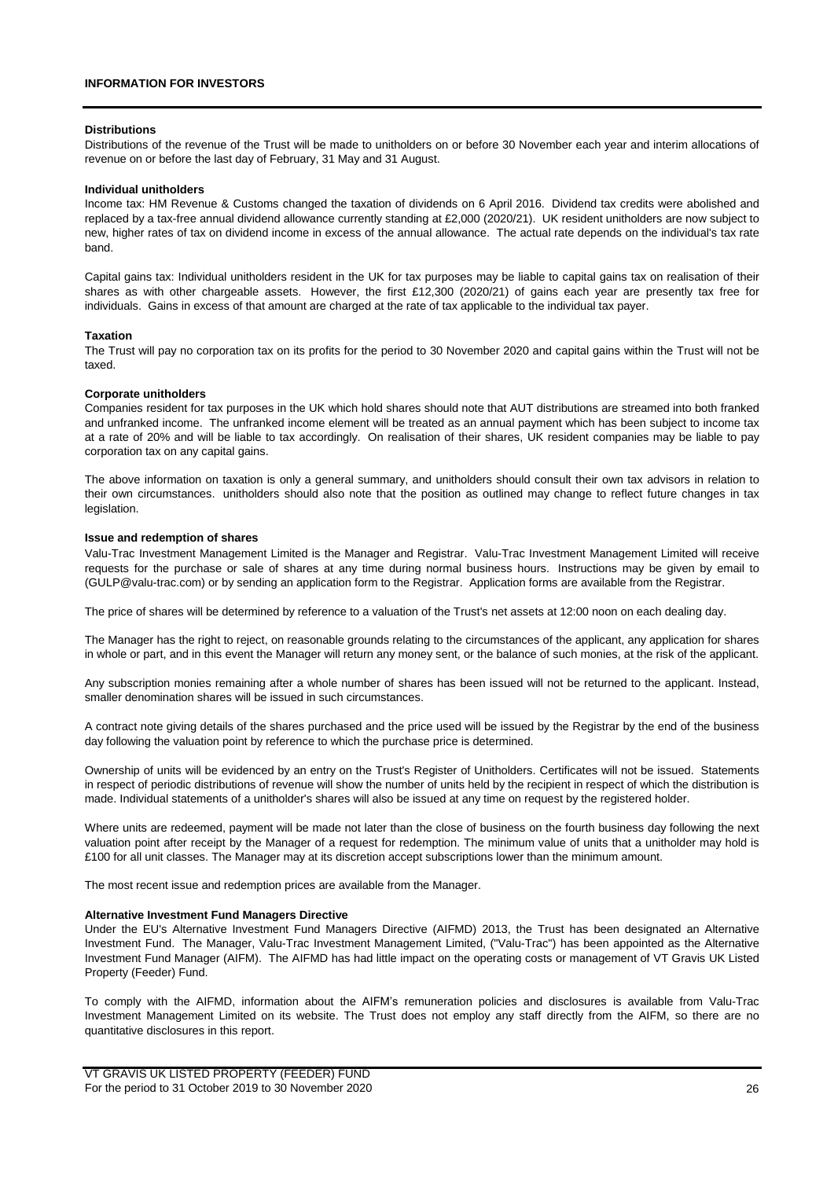## INFORMATION FOR INVESTORS

### Distributions

Distributions of the revenue of the Trust will be made to unitholders on or before 30 November each year and interim allocations of revenue on or before the last day of February, 31 May and 31 August.

### Individual unitholders

Income tax: HM Revenue & Customs changed the taxation of dividends on 6 April 2016. Dividend tax credits were abolished and replaced by a tax-free annual dividend allowance currently standing at £2,000 (2020/21). UK resident unitholders are now subject to new, higher rates of tax on dividend income in excess of the annual allowance. The actual rate depends on the individual's tax rate band.

Capital gains tax: Individual unitholders resident in the UK for tax purposes may be liable to capital gains tax on realisation of their shares as with other chargeable assets. However, the first £12,300 (2020/21) of gains each year are presently tax free for individuals. Gains in excess of that amount are charged at the rate of tax applicable to the individual tax payer.

### Taxation

The Trust will pay no corporation tax on its profits for the period to 30 November 2020 and capital gains within the Trust will not be taxed.

### Corporate unitholders

Companies resident for tax purposes in the UK which hold shares should note that AUT distributions are streamed into both franked and unfranked income. The unfranked income element will be treated as an annual payment which has been subject to income tax at a rate of 20% and will be liable to tax accordingly. On realisation of their shares, UK resident companies may be liable to pay corporation tax on any capital gains.

The above information on taxation is only a general summary, and unitholders should consult their own tax advisors in relation to their own circumstances. unitholders should also note that the position as outlined may change to reflect future changes in tax legislation.

### Issue and redemption of shares

Valu-Trac Investment Management Limited is the Manager and Registrar. Valu-Trac Investment Management Limited will receive requests for the purchase or sale of shares at any time during normal business hours. Instructions may be given by email to (GULP@valu-trac.com) or by sending an application form to the Registrar. Application forms are available from the Registrar.

The price of shares will be determined by reference to a valuation of the Trust's net assets at 12:00 noon on each dealing day.

The Manager has the right to reject, on reasonable grounds relating to the circumstances of the applicant, any application for shares in whole or part, and in this event the Manager will return any money sent, or the balance of such monies, at the risk of the applicant.

Any subscription monies remaining after a whole number of shares has been issued will not be returned to the applicant. Instead, smaller denomination shares will be issued in such circumstances.

A contract note giving details of the shares purchased and the price used will be issued by the Registrar by the end of the business day following the valuation point by reference to which the purchase price is determined.

Ownership of units will be evidenced by an entry on the Trust's Register of Unitholders. Certificates will not be issued. Statements in respect of periodic distributions of revenue will show the number of units held by the recipient in respect of which the distribution is made. Individual statements of a unitholder's shares will also be issued at any time on request by the registered holder.

Where units are redeemed, payment will be made not later than the close of business on the fourth business day following the next valuation point after receipt by the Manager of a request for redemption. The minimum value of units that a unitholder may hold is £100 for all unit classes. The Manager may at its discretion accept subscriptions lower than the minimum amount.

The most recent issue and redemption prices are available from the Manager.

### Alternative Investment Fund Managers Directive

Under the EU's Alternative Investment Fund Managers Directive (AIFMD) 2013, the Trust has been designated an Alternative Investment Fund. The Manager, Valu-Trac Investment Management Limited, ("Valu-Trac") has been appointed as the Alternative Investment Fund Manager (AIFM). The AIFMD has had little impact on the operating costs or management of VT Gravis UK Listed Property (Feeder) Fund.

To comply with the AIFMD, information about the AIFM's remuneration policies and disclosures is available from Valu-Trac Investment Management Limited on its website. The Trust does not employ any staff directly from the AIFM, so there are no quantitative disclosures in this report.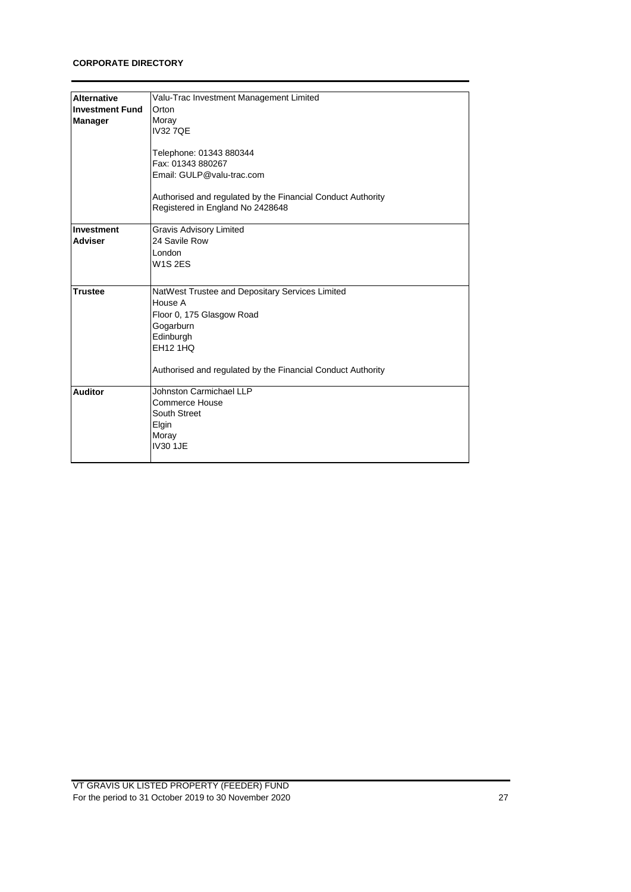**CORPORATE DIRECTORY**

| | |
|---|---|
| **Alternative Investment Fund Manager** | Valu-Trac Investment Management Limited<br>Orton<br>Moray<br>IV32 7QE<br><br>Telephone: 01343 880344<br>Fax: 01343 880267<br>Email: GULP@valu-trac.com<br><br>Authorised and regulated by the Financial Conduct Authority<br>Registered in England No 2428648 |
| **Investment Adviser** | Gravis Advisory Limited<br>24 Savile Row<br>London<br>W1S 2ES |
| **Trustee** | NatWest Trustee and Depositary Services Limited<br>House A<br>Floor 0, 175 Glasgow Road<br>Gogarburn<br>Edinburgh<br>EH12 1HQ<br><br>Authorised and regulated by the Financial Conduct Authority |
| **Auditor** | Johnston Carmichael LLP<br>Commerce House<br>South Street<br>Elgin<br>Moray<br>IV30 1JE |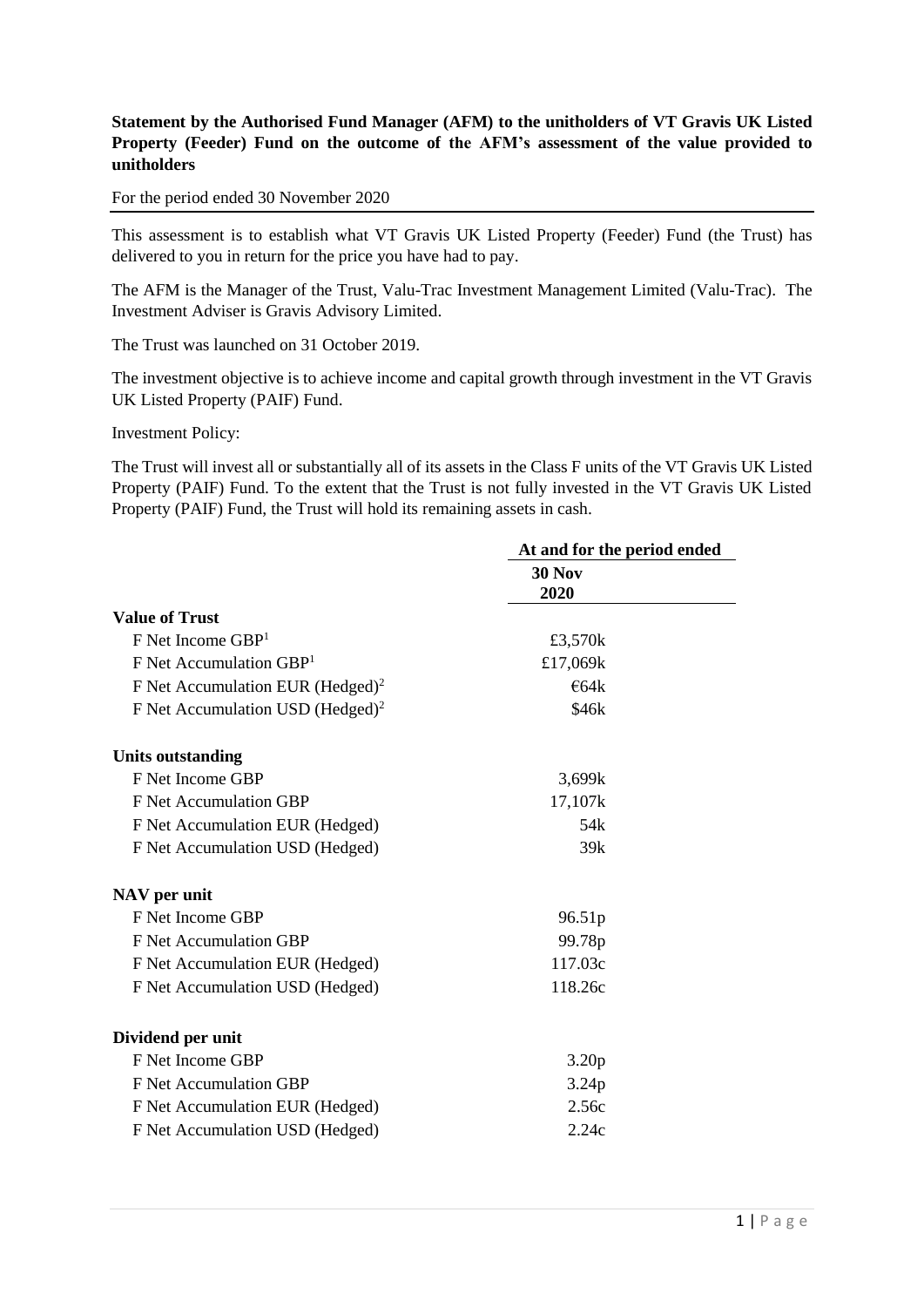**Statement by the Authorised Fund Manager (AFM) to the unitholders of VT Gravis UK Listed Property (Feeder) Fund on the outcome of the AFM's assessment of the value provided to unitholders**

For the period ended 30 November 2020

This assessment is to establish what VT Gravis UK Listed Property (Feeder) Fund (the Trust) has delivered to you in return for the price you have had to pay.

The AFM is the Manager of the Trust, Valu-Trac Investment Management Limited (Valu-Trac). The Investment Adviser is Gravis Advisory Limited.

The Trust was launched on 31 October 2019.

The investment objective is to achieve income and capital growth through investment in the VT Gravis UK Listed Property (PAIF) Fund.

Investment Policy:

The Trust will invest all or substantially all of its assets in the Class F units of the VT Gravis UK Listed Property (PAIF) Fund. To the extent that the Trust is not fully invested in the VT Gravis UK Listed Property (PAIF) Fund, the Trust will hold its remaining assets in cash.

| | At and for the period ended |
|---|---|
| | **30 Nov 2020** |
| **Value of Trust** | |
| F Net Income GBP[1] | £3,570k |
| F Net Accumulation GBP[1] | £17,069k |
| F Net Accumulation EUR (Hedged)[2] | €64k |
| F Net Accumulation USD (Hedged)[2] | $46k |
| **Units outstanding** | |
| F Net Income GBP | 3,699k |
| F Net Accumulation GBP | 17,107k |
| F Net Accumulation EUR (Hedged) | 54k |
| F Net Accumulation USD (Hedged) | 39k |
| **NAV per unit** | |
| F Net Income GBP | 96.51p |
| F Net Accumulation GBP | 99.78p |
| F Net Accumulation EUR (Hedged) | 117.03c |
| F Net Accumulation USD (Hedged) | 118.26c |
| **Dividend per unit** | |
| F Net Income GBP | 3.20p |
| F Net Accumulation GBP | 3.24p |
| F Net Accumulation EUR (Hedged) | 2.56c |
| F Net Accumulation USD (Hedged) | 2.24c |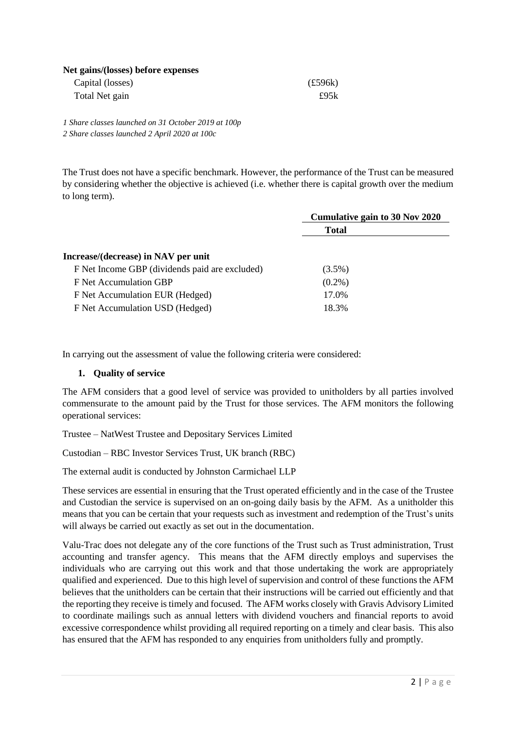| **Net gains/(losses) before expenses** | |
| --- | --- |
| Capital (losses) | (£596k) |
| Total Net gain | £95k |

*1 Share classes launched on 31 October 2019 at 100p*
*2 Share classes launched 2 April 2020 at 100c*

The Trust does not have a specific benchmark. However, the performance of the Trust can be measured by considering whether the objective is achieved (i.e. whether there is capital growth over the medium to long term).

| | **Cumulative gain to 30 Nov 2020** |
| --- | --- |
| | **Total** |
| **Increase/(decrease) in NAV per unit** | |
| F Net Income GBP (dividends paid are excluded) | (3.5%) |
| F Net Accumulation GBP | (0.2%) |
| F Net Accumulation EUR (Hedged) | 17.0% |
| F Net Accumulation USD (Hedged) | 18.3% |

In carrying out the assessment of value the following criteria were considered:

**1. Quality of service**

The AFM considers that a good level of service was provided to unitholders by all parties involved commensurate to the amount paid by the Trust for those services. The AFM monitors the following operational services:

Trustee – NatWest Trustee and Depositary Services Limited

Custodian – RBC Investor Services Trust, UK branch (RBC)

The external audit is conducted by Johnston Carmichael LLP

These services are essential in ensuring that the Trust operated efficiently and in the case of the Trustee and Custodian the service is supervised on an on-going daily basis by the AFM. As a unitholder this means that you can be certain that your requests such as investment and redemption of the Trust's units will always be carried out exactly as set out in the documentation.

Valu-Trac does not delegate any of the core functions of the Trust such as Trust administration, Trust accounting and transfer agency. This means that the AFM directly employs and supervises the individuals who are carrying out this work and that those undertaking the work are appropriately qualified and experienced. Due to this high level of supervision and control of these functions the AFM believes that the unitholders can be certain that their instructions will be carried out efficiently and that the reporting they receive is timely and focused. The AFM works closely with Gravis Advisory Limited to coordinate mailings such as annual letters with dividend vouchers and financial reports to avoid excessive correspondence whilst providing all required reporting on a timely and clear basis. This also has ensured that the AFM has responded to any enquiries from unitholders fully and promptly.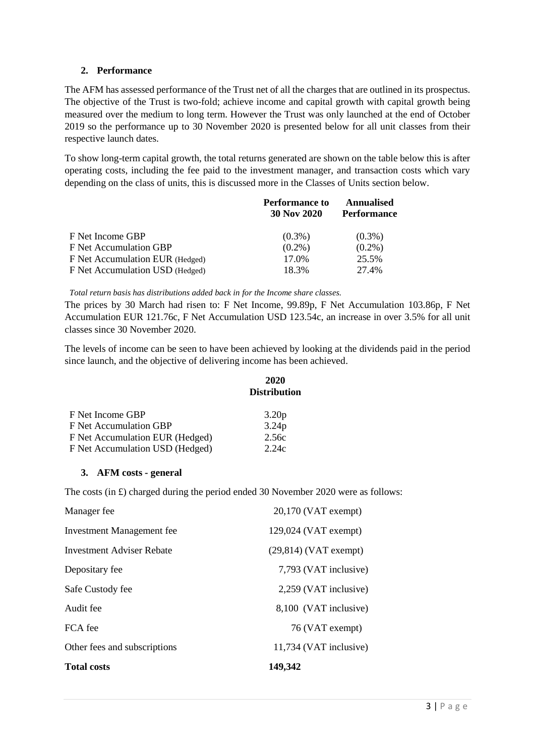## 2. Performance

The AFM has assessed performance of the Trust net of all the charges that are outlined in its prospectus. The objective of the Trust is two-fold; achieve income and capital growth with capital growth being measured over the medium to long term. However the Trust was only launched at the end of October 2019 so the performance up to 30 November 2020 is presented below for all unit classes from their respective launch dates.

To show long-term capital growth, the total returns generated are shown on the table below this is after operating costs, including the fee paid to the investment manager, and transaction costs which vary depending on the class of units, this is discussed more in the Classes of Units section below.

| | Performance to 30 Nov 2020 | Annualised Performance |
|---|---|---|
| F Net Income GBP | (0.3%) | (0.3%) |
| F Net Accumulation GBP | (0.2%) | (0.2%) |
| F Net Accumulation EUR (Hedged) | 17.0% | 25.5% |
| F Net Accumulation USD (Hedged) | 18.3% | 27.4% |

*Total return basis has distributions added back in for the Income share classes.*

The prices by 30 March had risen to: F Net Income, 99.89p, F Net Accumulation 103.86p, F Net Accumulation EUR 121.76c, F Net Accumulation USD 123.54c, an increase in over 3.5% for all unit classes since 30 November 2020.

The levels of income can be seen to have been achieved by looking at the dividends paid in the period since launch, and the objective of delivering income has been achieved.

| | 2020 Distribution |
|---|---|
| F Net Income GBP | 3.20p |
| F Net Accumulation GBP | 3.24p |
| F Net Accumulation EUR (Hedged) | 2.56c |
| F Net Accumulation USD (Hedged) | 2.24c |

## 3. AFM costs - general

The costs (in £) charged during the period ended 30 November 2020 were as follows:

| | |
|---|---|
| Manager fee | 20,170 (VAT exempt) |
| Investment Management fee | 129,024 (VAT exempt) |
| Investment Adviser Rebate | (29,814) (VAT exempt) |
| Depositary fee | 7,793 (VAT inclusive) |
| Safe Custody fee | 2,259 (VAT inclusive) |
| Audit fee | 8,100 (VAT inclusive) |
| FCA fee | 76 (VAT exempt) |
| Other fees and subscriptions | 11,734 (VAT inclusive) |
| **Total costs** | **149,342** |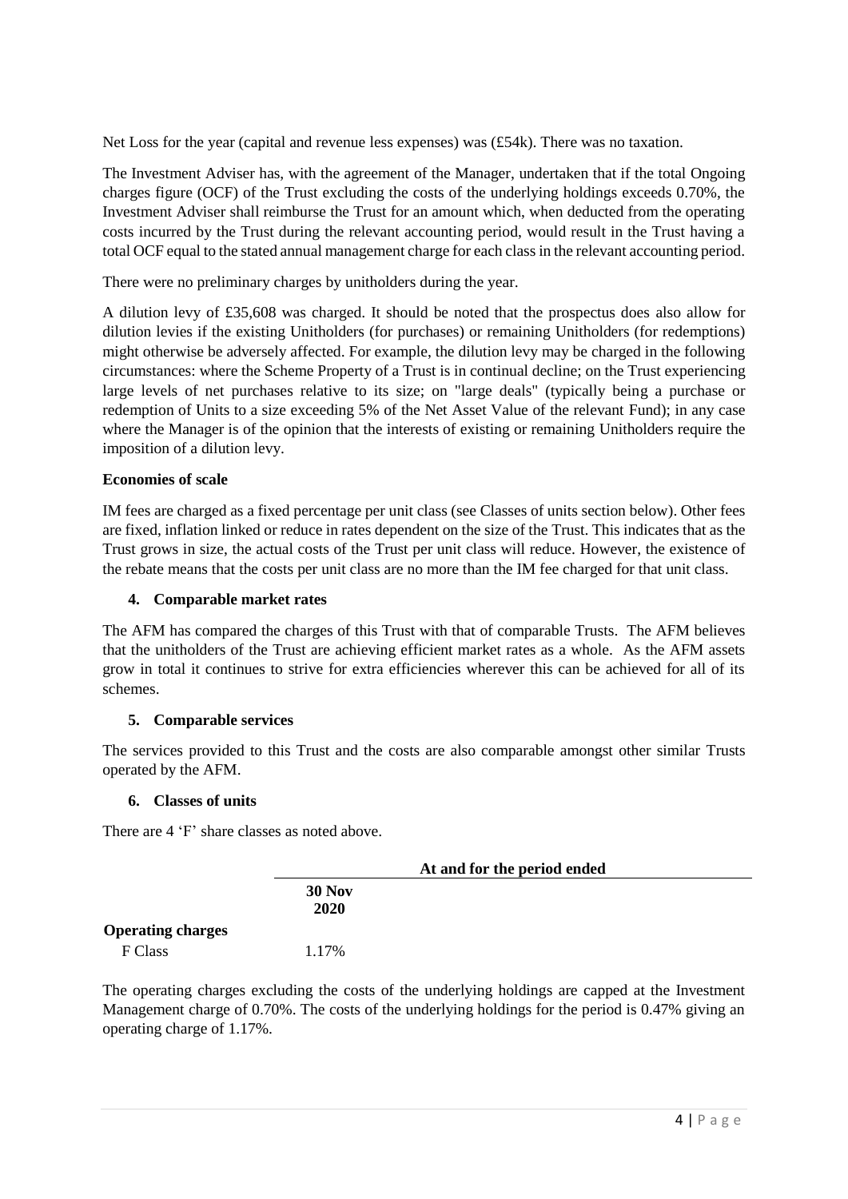Net Loss for the year (capital and revenue less expenses) was (£54k). There was no taxation.

The Investment Adviser has, with the agreement of the Manager, undertaken that if the total Ongoing charges figure (OCF) of the Trust excluding the costs of the underlying holdings exceeds 0.70%, the Investment Adviser shall reimburse the Trust for an amount which, when deducted from the operating costs incurred by the Trust during the relevant accounting period, would result in the Trust having a total OCF equal to the stated annual management charge for each class in the relevant accounting period.

There were no preliminary charges by unitholders during the year.

A dilution levy of £35,608 was charged. It should be noted that the prospectus does also allow for dilution levies if the existing Unitholders (for purchases) or remaining Unitholders (for redemptions) might otherwise be adversely affected. For example, the dilution levy may be charged in the following circumstances: where the Scheme Property of a Trust is in continual decline; on the Trust experiencing large levels of net purchases relative to its size; on "large deals" (typically being a purchase or redemption of Units to a size exceeding 5% of the Net Asset Value of the relevant Fund); in any case where the Manager is of the opinion that the interests of existing or remaining Unitholders require the imposition of a dilution levy.

**Economies of scale**

IM fees are charged as a fixed percentage per unit class (see Classes of units section below). Other fees are fixed, inflation linked or reduce in rates dependent on the size of the Trust. This indicates that as the Trust grows in size, the actual costs of the Trust per unit class will reduce. However, the existence of the rebate means that the costs per unit class are no more than the IM fee charged for that unit class.

### 4. Comparable market rates

The AFM has compared the charges of this Trust with that of comparable Trusts. The AFM believes that the unitholders of the Trust are achieving efficient market rates as a whole. As the AFM assets grow in total it continues to strive for extra efficiencies wherever this can be achieved for all of its schemes.

### 5. Comparable services

The services provided to this Trust and the costs are also comparable amongst other similar Trusts operated by the AFM.

### 6. Classes of units

There are 4 'F' share classes as noted above.

| | At and for the period ended |
|---|---|
| | **30 Nov 2020** |
| **Operating charges** | |
| F Class | 1.17% |

The operating charges excluding the costs of the underlying holdings are capped at the Investment Management charge of 0.70%. The costs of the underlying holdings for the period is 0.47% giving an operating charge of 1.17%.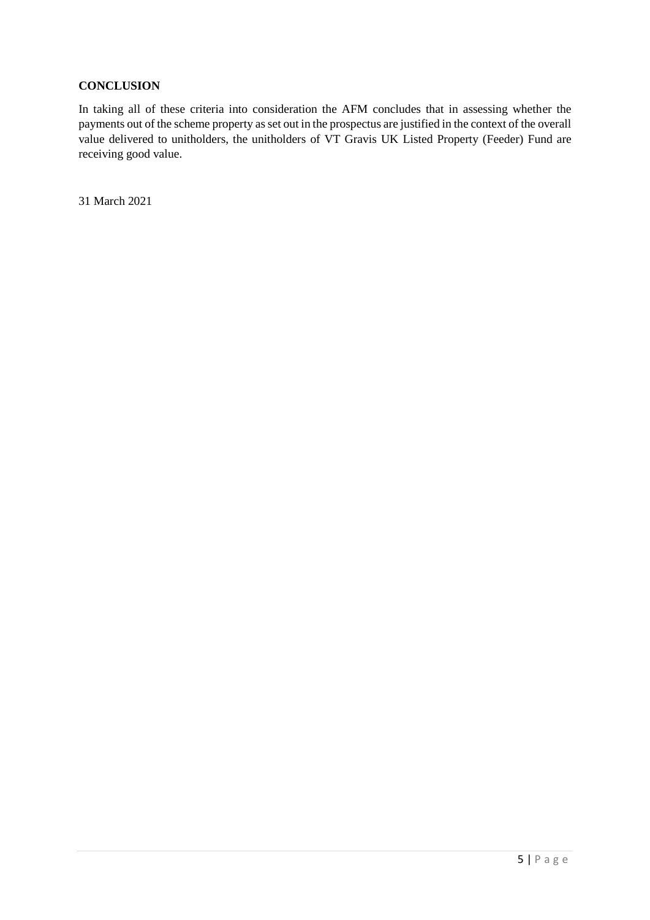**CONCLUSION**

In taking all of these criteria into consideration the AFM concludes that in assessing whether the payments out of the scheme property as set out in the prospectus are justified in the context of the overall value delivered to unitholders, the unitholders of VT Gravis UK Listed Property (Feeder) Fund are receiving good value.

31 March 2021